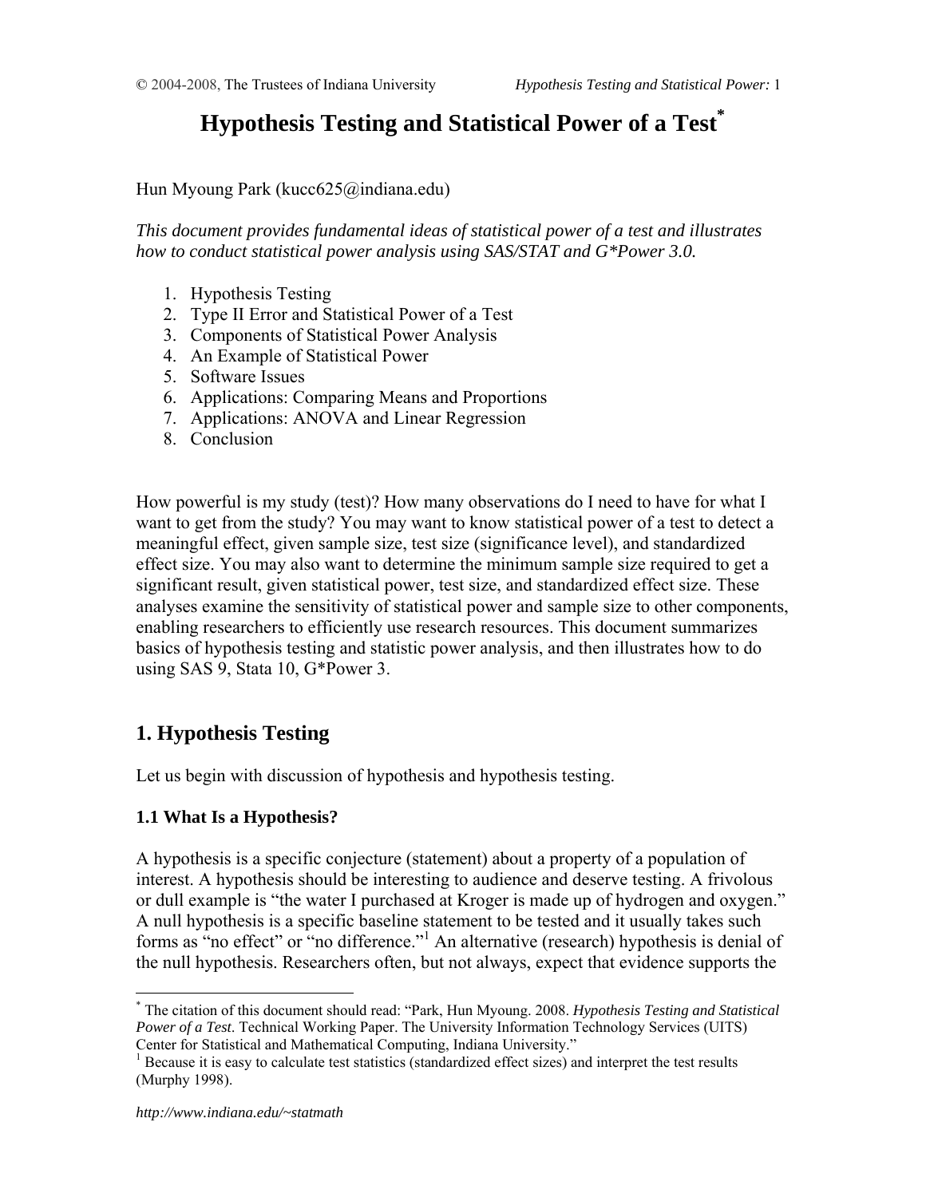# Hypothesis Testing and Statistical Power of a Test[*]

Hun Myoung Park (kucc625@indiana.edu)

*This document provides fundamental ideas of statistical power of a test and illustrates how to conduct statistical power analysis using SAS/STAT and G\*Power 3.0.*

1. Hypothesis Testing
2. Type II Error and Statistical Power of a Test
3. Components of Statistical Power Analysis
4. An Example of Statistical Power
5. Software Issues
6. Applications: Comparing Means and Proportions
7. Applications: ANOVA and Linear Regression
8. Conclusion

How powerful is my study (test)? How many observations do I need to have for what I want to get from the study? You may want to know statistical power of a test to detect a meaningful effect, given sample size, test size (significance level), and standardized effect size. You may also want to determine the minimum sample size required to get a significant result, given statistical power, test size, and standardized effect size. These analyses examine the sensitivity of statistical power and sample size to other components, enabling researchers to efficiently use research resources. This document summarizes basics of hypothesis testing and statistic power analysis, and then illustrates how to do using SAS 9, Stata 10, G*Power 3.

## 1. Hypothesis Testing

Let us begin with discussion of hypothesis and hypothesis testing.

### 1.1 What Is a Hypothesis?

A hypothesis is a specific conjecture (statement) about a property of a population of interest. A hypothesis should be interesting to audience and deserve testing. A frivolous or dull example is "the water I purchased at Kroger is made up of hydrogen and oxygen." A null hypothesis is a specific baseline statement to be tested and it usually takes such forms as "no effect" or "no difference."[1] An alternative (research) hypothesis is denial of the null hypothesis. Researchers often, but not always, expect that evidence supports the

---

[*] The citation of this document should read: "Park, Hun Myoung. 2008. *Hypothesis Testing and Statistical Power of a Test*. Technical Working Paper. The University Information Technology Services (UITS) Center for Statistical and Mathematical Computing, Indiana University."

[1] Because it is easy to calculate test statistics (standardized effect sizes) and interpret the test results (Murphy 1998).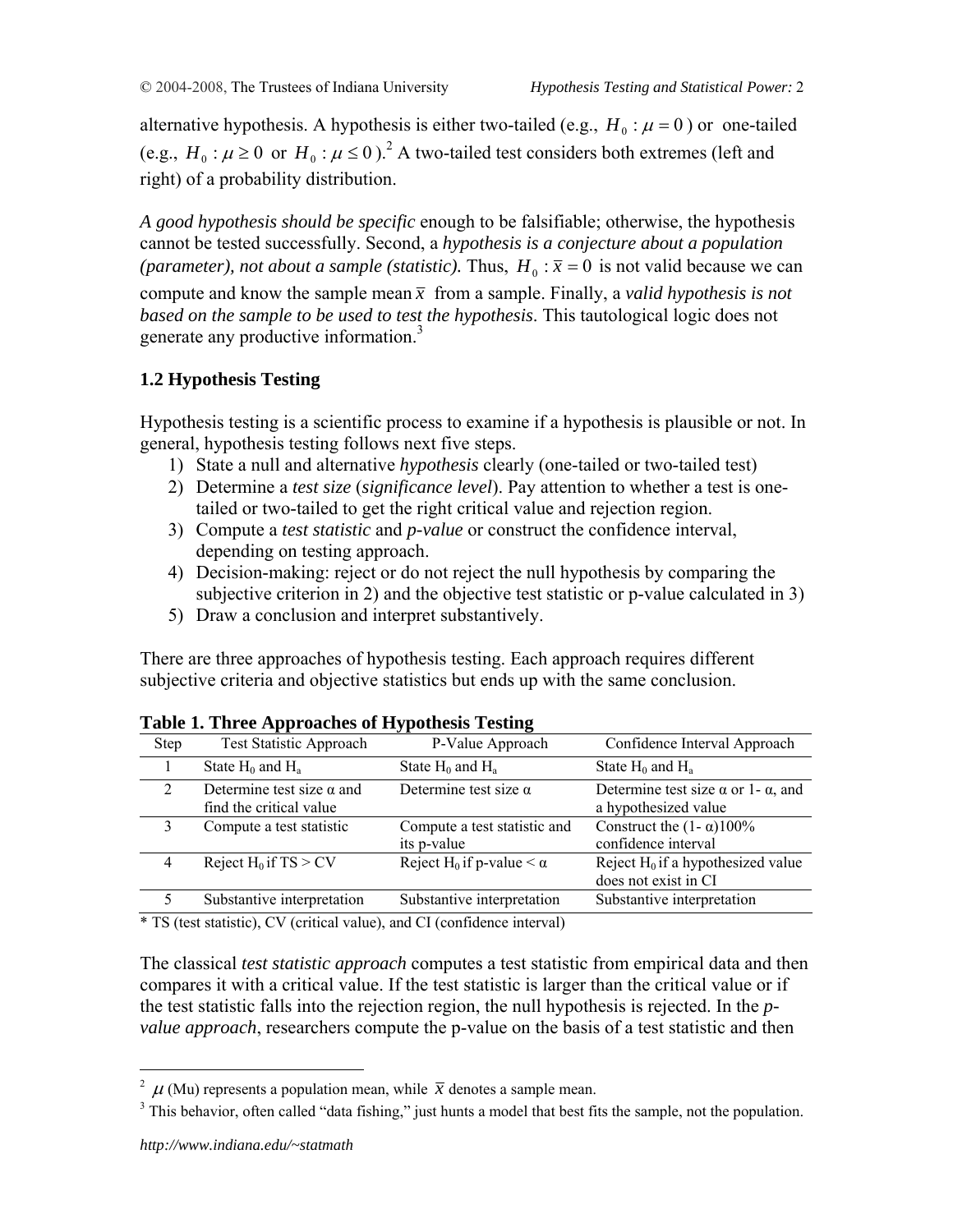alternative hypothesis. A hypothesis is either two-tailed (e.g., $H_0 : \mu = 0$) or one-tailed (e.g., $H_0 : \mu \geq 0$ or $H_0 : \mu \leq 0$).[2] A two-tailed test considers both extremes (left and right) of a probability distribution.

*A good hypothesis should be specific* enough to be falsifiable; otherwise, the hypothesis cannot be tested successfully. Second, a *hypothesis is a conjecture about a population (parameter), not about a sample (statistic).* Thus, $H_0 : \bar{x} = 0$ is not valid because we can compute and know the sample mean $\bar{x}$ from a sample. Finally, a *valid hypothesis is not based on the sample to be used to test the hypothesis*. This tautological logic does not generate any productive information.[3]

### 1.2 Hypothesis Testing

Hypothesis testing is a scientific process to examine if a hypothesis is plausible or not. In general, hypothesis testing follows next five steps.

1) State a null and alternative *hypothesis* clearly (one-tailed or two-tailed test)
2) Determine a *test size* (*significance level*). Pay attention to whether a test is one-tailed or two-tailed to get the right critical value and rejection region.
3) Compute a *test statistic* and *p-value* or construct the confidence interval, depending on testing approach.
4) Decision-making: reject or do not reject the null hypothesis by comparing the subjective criterion in 2) and the objective test statistic or p-value calculated in 3)
5) Draw a conclusion and interpret substantively.

There are three approaches of hypothesis testing. Each approach requires different subjective criteria and objective statistics but ends up with the same conclusion.

**Table 1. Three Approaches of Hypothesis Testing**

| Step | Test Statistic Approach | P-Value Approach | Confidence Interval Approach |
|---|---|---|---|
| 1 | State $H_0$ and $H_a$ | State $H_0$ and $H_a$ | State $H_0$ and $H_a$ |
| 2 | Determine test size α and find the critical value | Determine test size α | Determine test size α or 1- α, and a hypothesized value |
| 3 | Compute a test statistic | Compute a test statistic and its p-value | Construct the (1- α)100% confidence interval |
| 4 | Reject $H_0$ if TS > CV | Reject $H_0$ if p-value < α | Reject $H_0$ if a hypothesized value does not exist in CI |
| 5 | Substantive interpretation | Substantive interpretation | Substantive interpretation |

\* TS (test statistic), CV (critical value), and CI (confidence interval)

The classical *test statistic approach* computes a test statistic from empirical data and then compares it with a critical value. If the test statistic is larger than the critical value or if the test statistic falls into the rejection region, the null hypothesis is rejected. In the *p-value approach*, researchers compute the p-value on the basis of a test statistic and then

---

[2] $\mu$ (Mu) represents a population mean, while $\bar{x}$ denotes a sample mean.

[3] This behavior, often called "data fishing," just hunts a model that best fits the sample, not the population.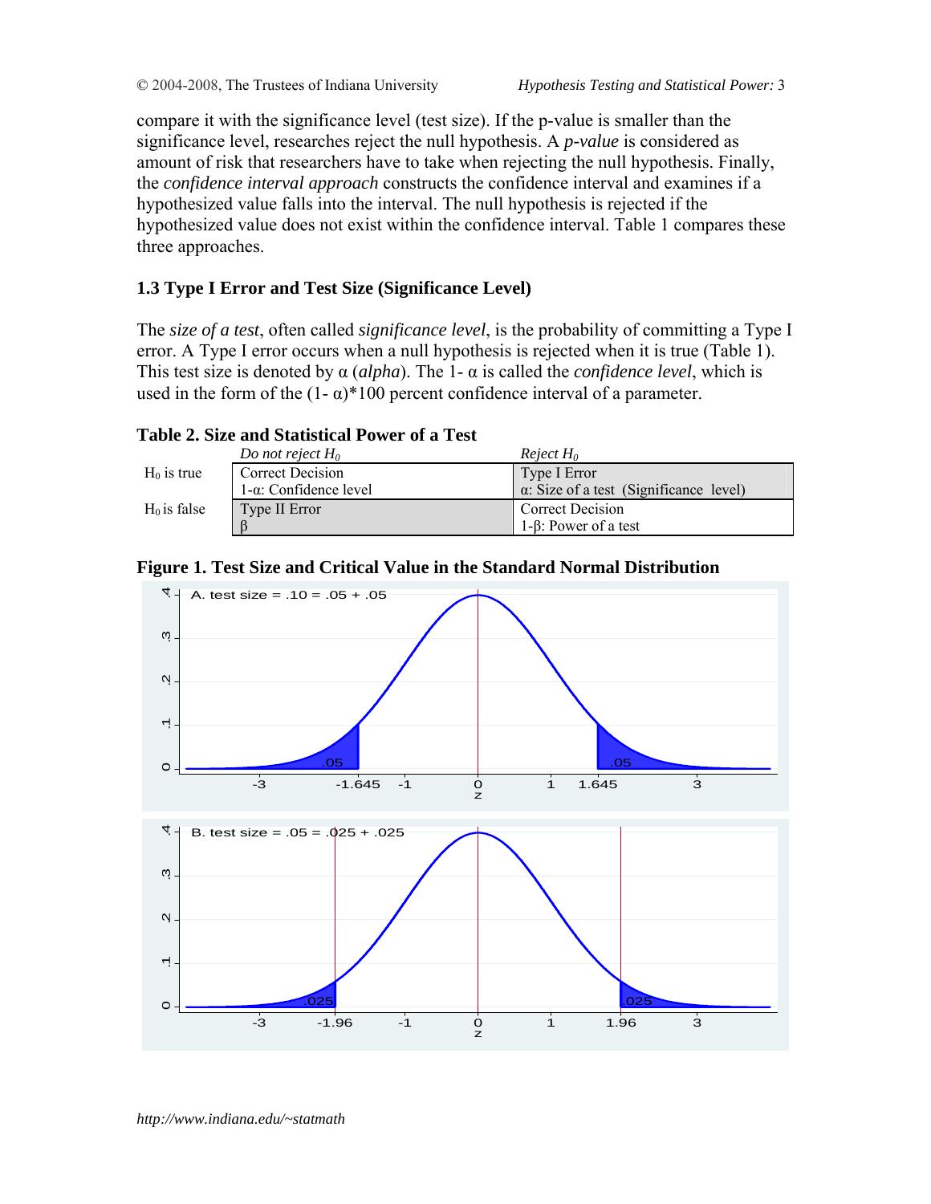compare it with the significance level (test size). If the p-value is smaller than the significance level, researches reject the null hypothesis. A *p-value* is considered as amount of risk that researchers have to take when rejecting the null hypothesis. Finally, the *confidence interval approach* constructs the confidence interval and examines if a hypothesized value falls into the interval. The null hypothesis is rejected if the hypothesized value does not exist within the confidence interval. Table 1 compares these three approaches.

### 1.3 Type I Error and Test Size (Significance Level)

The *size of a test*, often called *significance level*, is the probability of committing a Type I error. A Type I error occurs when a null hypothesis is rejected when it is true (Table 1). This test size is denoted by α (*alpha*). The 1- α is called the *confidence level*, which is used in the form of the (1- α)*100 percent confidence interval of a parameter.

**Table 2. Size and Statistical Power of a Test**

| | *Do not reject $H_0$* | *Reject $H_0$* |
|---|---|---|
| $H_0$ is true | Correct Decision<br>1-α: Confidence level | Type I Error<br>α: Size of a test (Significance level) |
| $H_0$ is false | Type II Error<br>β | Correct Decision<br>1-β: Power of a test |

**Figure 1. Test Size and Critical Value in the Standard Normal Distribution**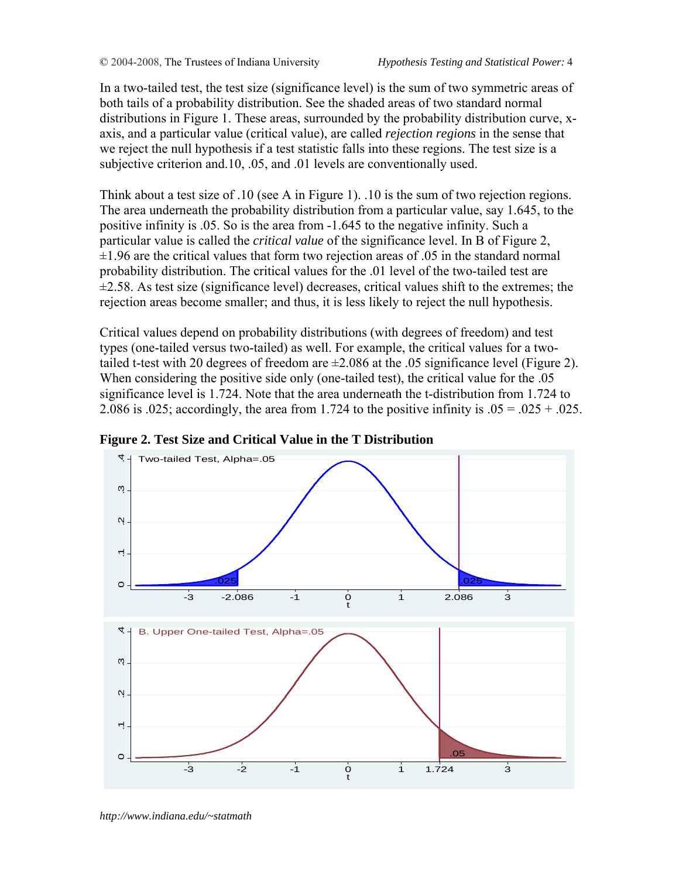In a two-tailed test, the test size (significance level) is the sum of two symmetric areas of both tails of a probability distribution. See the shaded areas of two standard normal distributions in Figure 1. These areas, surrounded by the probability distribution curve, x-axis, and a particular value (critical value), are called *rejection regions* in the sense that we reject the null hypothesis if a test statistic falls into these regions. The test size is a subjective criterion and.10, .05, and .01 levels are conventionally used.

Think about a test size of .10 (see A in Figure 1). .10 is the sum of two rejection regions. The area underneath the probability distribution from a particular value, say 1.645, to the positive infinity is .05. So is the area from -1.645 to the negative infinity. Such a particular value is called the *critical value* of the significance level. In B of Figure 2, ±1.96 are the critical values that form two rejection areas of .05 in the standard normal probability distribution. The critical values for the .01 level of the two-tailed test are ±2.58. As test size (significance level) decreases, critical values shift to the extremes; the rejection areas become smaller; and thus, it is less likely to reject the null hypothesis.

Critical values depend on probability distributions (with degrees of freedom) and test types (one-tailed versus two-tailed) as well. For example, the critical values for a two-tailed t-test with 20 degrees of freedom are ±2.086 at the .05 significance level (Figure 2). When considering the positive side only (one-tailed test), the critical value for the .05 significance level is 1.724. Note that the area underneath the t-distribution from 1.724 to 2.086 is .025; accordingly, the area from 1.724 to the positive infinity is .05 = .025 + .025.

**Figure 2. Test Size and Critical Value in the T Distribution**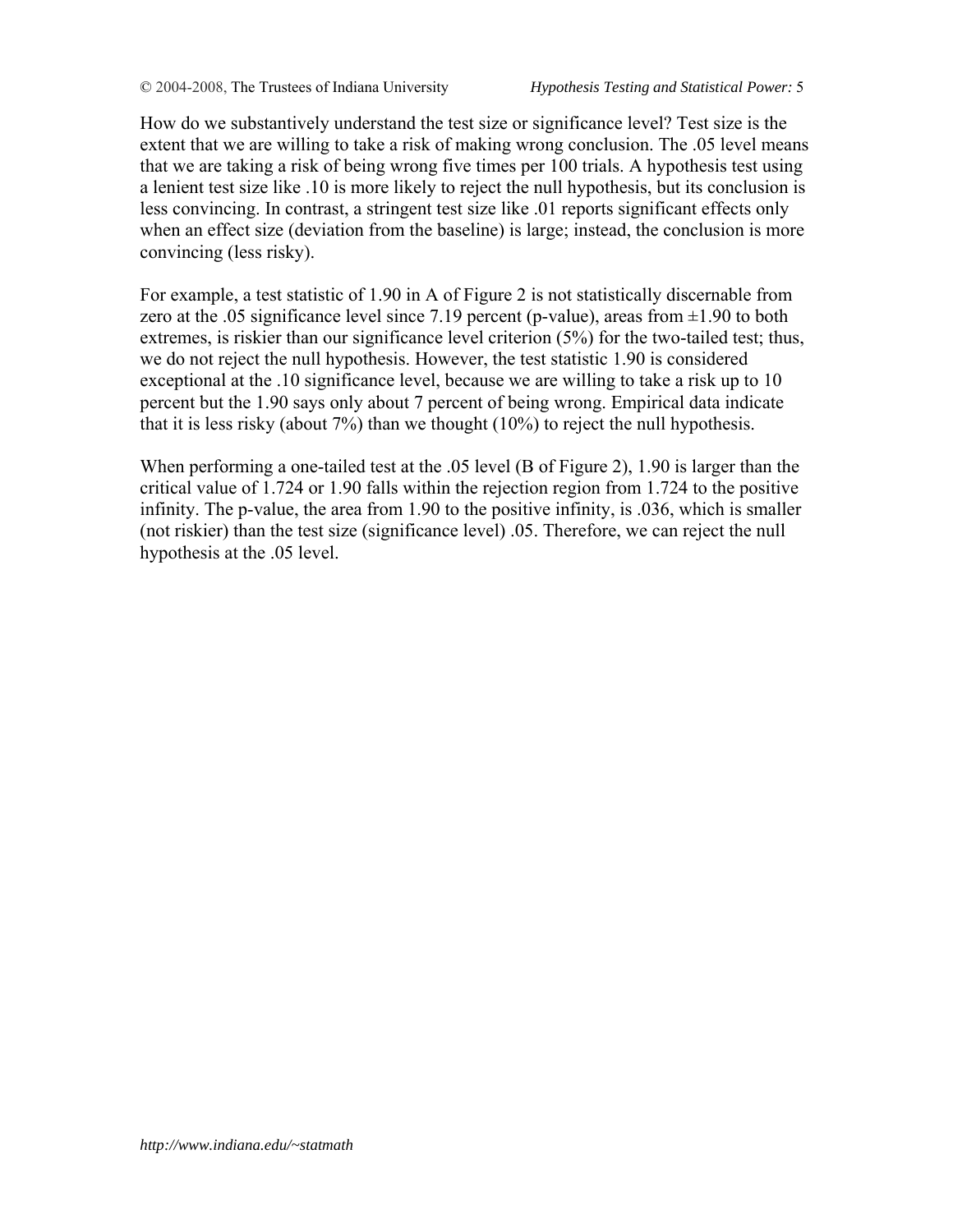How do we substantively understand the test size or significance level? Test size is the extent that we are willing to take a risk of making wrong conclusion. The .05 level means that we are taking a risk of being wrong five times per 100 trials. A hypothesis test using a lenient test size like .10 is more likely to reject the null hypothesis, but its conclusion is less convincing. In contrast, a stringent test size like .01 reports significant effects only when an effect size (deviation from the baseline) is large; instead, the conclusion is more convincing (less risky).

For example, a test statistic of 1.90 in A of Figure 2 is not statistically discernable from zero at the .05 significance level since 7.19 percent (p-value), areas from $\pm 1.90$ to both extremes, is riskier than our significance level criterion (5%) for the two-tailed test; thus, we do not reject the null hypothesis. However, the test statistic 1.90 is considered exceptional at the .10 significance level, because we are willing to take a risk up to 10 percent but the 1.90 says only about 7 percent of being wrong. Empirical data indicate that it is less risky (about 7%) than we thought (10%) to reject the null hypothesis.

When performing a one-tailed test at the .05 level (B of Figure 2), 1.90 is larger than the critical value of 1.724 or 1.90 falls within the rejection region from 1.724 to the positive infinity. The p-value, the area from 1.90 to the positive infinity, is .036, which is smaller (not riskier) than the test size (significance level) .05. Therefore, we can reject the null hypothesis at the .05 level.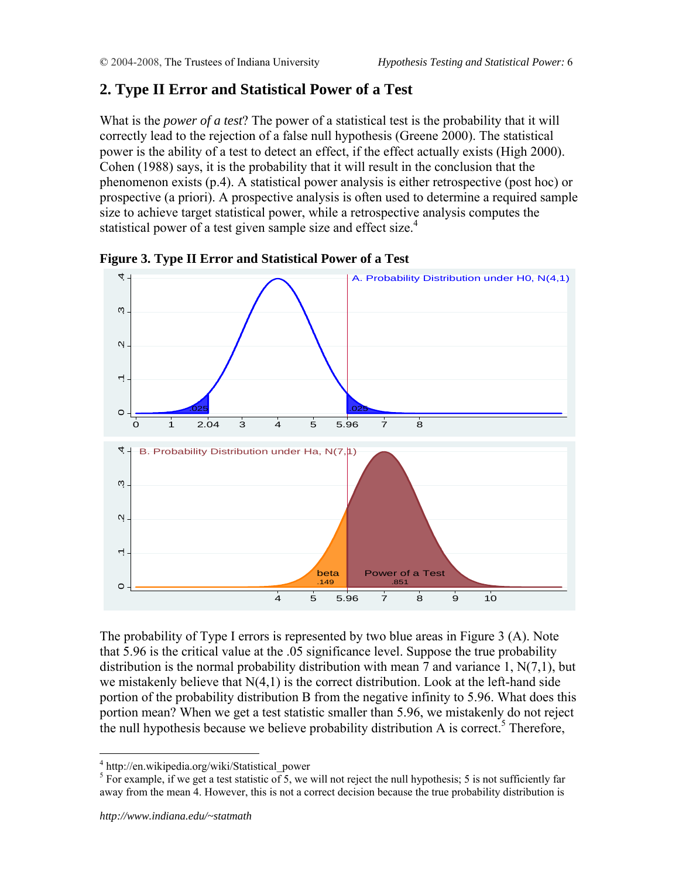## 2. Type II Error and Statistical Power of a Test

What is the *power of a test*? The power of a statistical test is the probability that it will correctly lead to the rejection of a false null hypothesis (Greene 2000). The statistical power is the ability of a test to detect an effect, if the effect actually exists (High 2000). Cohen (1988) says, it is the probability that it will result in the conclusion that the phenomenon exists (p.4). A statistical power analysis is either retrospective (post hoc) or prospective (a priori). A prospective analysis is often used to determine a required sample size to achieve target statistical power, while a retrospective analysis computes the statistical power of a test given sample size and effect size.[4]

**Figure 3. Type II Error and Statistical Power of a Test**

The probability of Type I errors is represented by two blue areas in Figure 3 (A). Note that 5.96 is the critical value at the .05 significance level. Suppose the true probability distribution is the normal probability distribution with mean 7 and variance 1, N(7,1), but we mistakenly believe that N(4,1) is the correct distribution. Look at the left-hand side portion of the probability distribution B from the negative infinity to 5.96. What does this portion mean? When we get a test statistic smaller than 5.96, we mistakenly do not reject the null hypothesis because we believe probability distribution A is correct.[5] Therefore,

---

[4] http://en.wikipedia.org/wiki/Statistical_power

[5] For example, if we get a test statistic of 5, we will not reject the null hypothesis; 5 is not sufficiently far away from the mean 4. However, this is not a correct decision because the true probability distribution is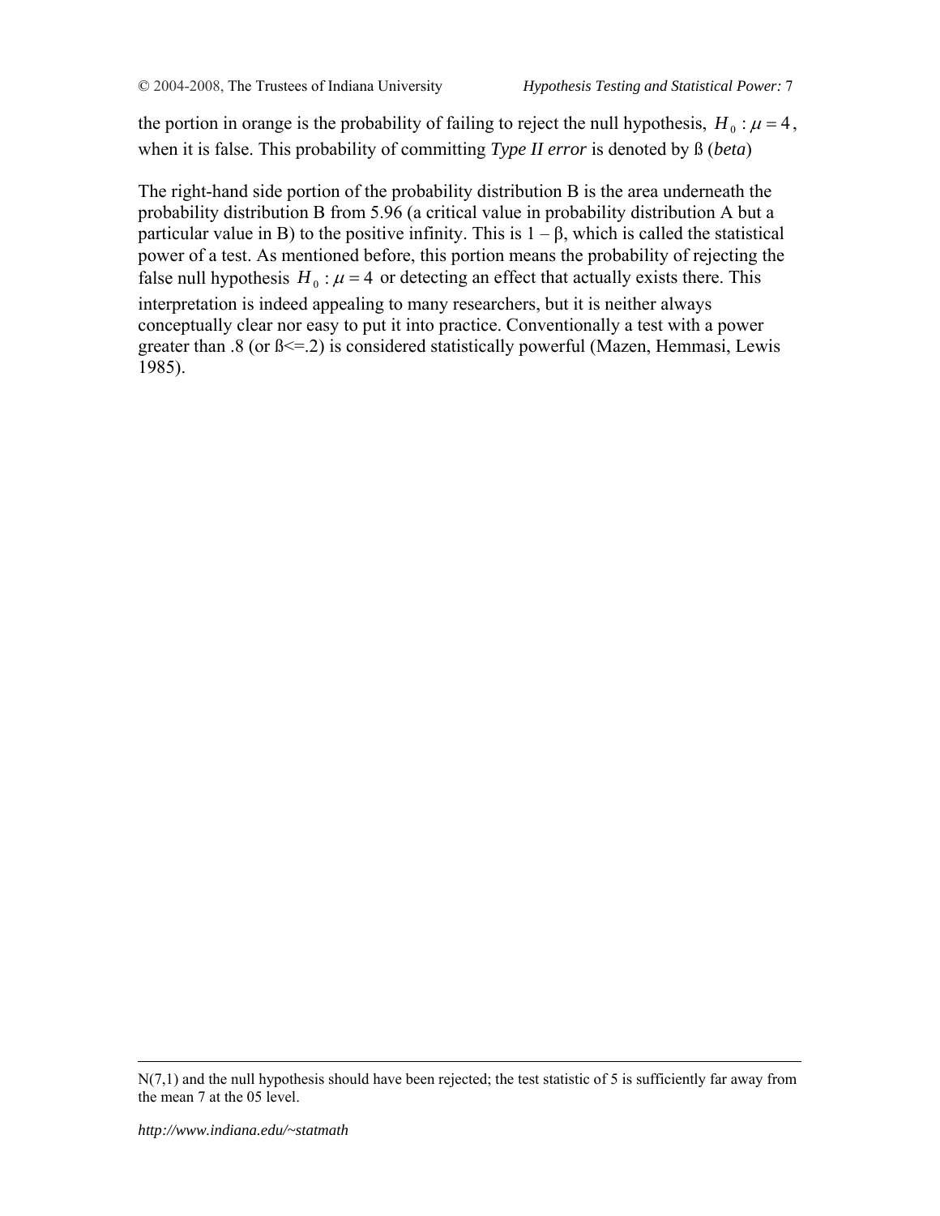the portion in orange is the probability of failing to reject the null hypothesis, $H_0: \mu = 4$, when it is false. This probability of committing *Type II error* is denoted by ß (*beta*)

The right-hand side portion of the probability distribution B is the area underneath the probability distribution B from 5.96 (a critical value in probability distribution A but a particular value in B) to the positive infinity. This is $1 - \beta$, which is called the statistical power of a test. As mentioned before, this portion means the probability of rejecting the false null hypothesis $H_0: \mu = 4$ or detecting an effect that actually exists there. This interpretation is indeed appealing to many researchers, but it is neither always conceptually clear nor easy to put it into practice. Conventionally a test with a power greater than .8 (or ß<=.2) is considered statistically powerful (Mazen, Hemmasi, Lewis 1985).

---

N(7,1) and the null hypothesis should have been rejected; the test statistic of 5 is sufficiently far away from the mean 7 at the 05 level.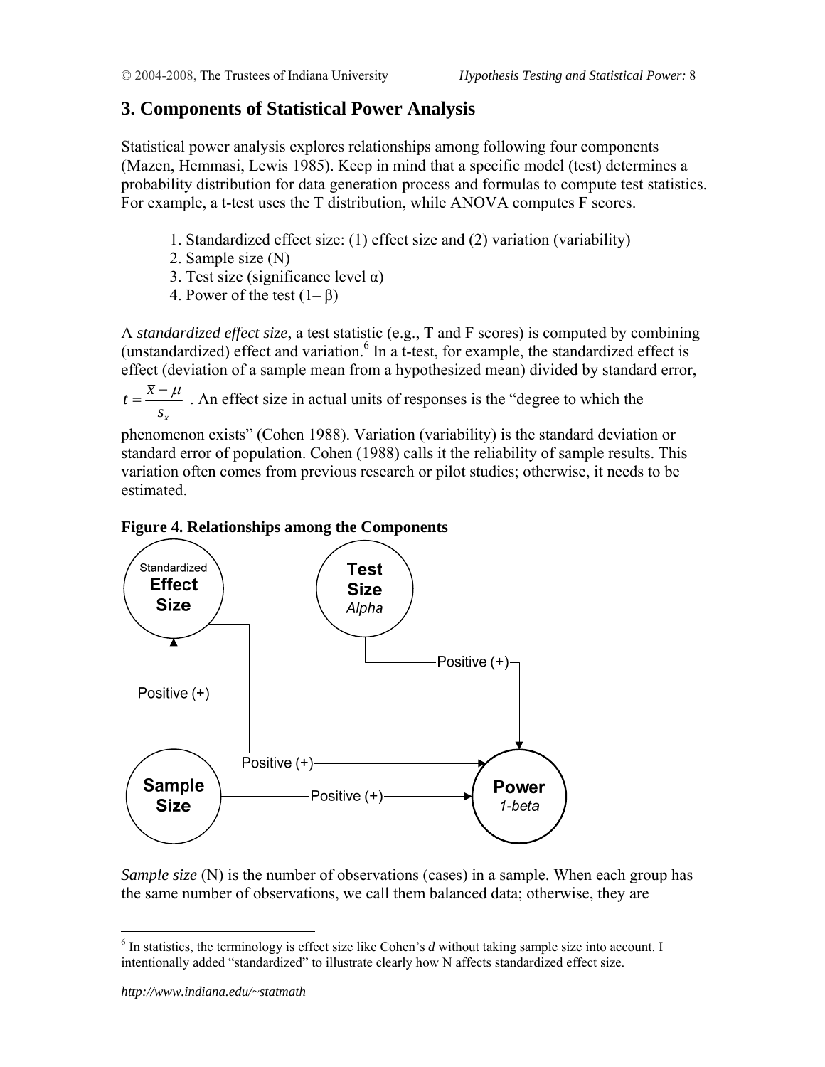## 3. Components of Statistical Power Analysis

Statistical power analysis explores relationships among following four components (Mazen, Hemmasi, Lewis 1985). Keep in mind that a specific model (test) determines a probability distribution for data generation process and formulas to compute test statistics. For example, a t-test uses the T distribution, while ANOVA computes F scores.

1. Standardized effect size: (1) effect size and (2) variation (variability)
2. Sample size (N)
3. Test size (significance level α)
4. Power of the test (1– β)

A *standardized effect size*, a test statistic (e.g., T and F scores) is computed by combining (unstandardized) effect and variation.[6] In a t-test, for example, the standardized effect is effect (deviation of a sample mean from a hypothesized mean) divided by standard error, $t = \frac{\bar{x} - \mu}{s_{\bar{x}}}$ . An effect size in actual units of responses is the "degree to which the phenomenon exists" (Cohen 1988). Variation (variability) is the standard deviation or standard error of population. Cohen (1988) calls it the reliability of sample results. This variation often comes from previous research or pilot studies; otherwise, it needs to be estimated.

**Figure 4. Relationships among the Components**

*Sample size* (N) is the number of observations (cases) in a sample. When each group has the same number of observations, we call them balanced data; otherwise, they are

[6] In statistics, the terminology is effect size like Cohen's *d* without taking sample size into account. I intentionally added "standardized" to illustrate clearly how N affects standardized effect size.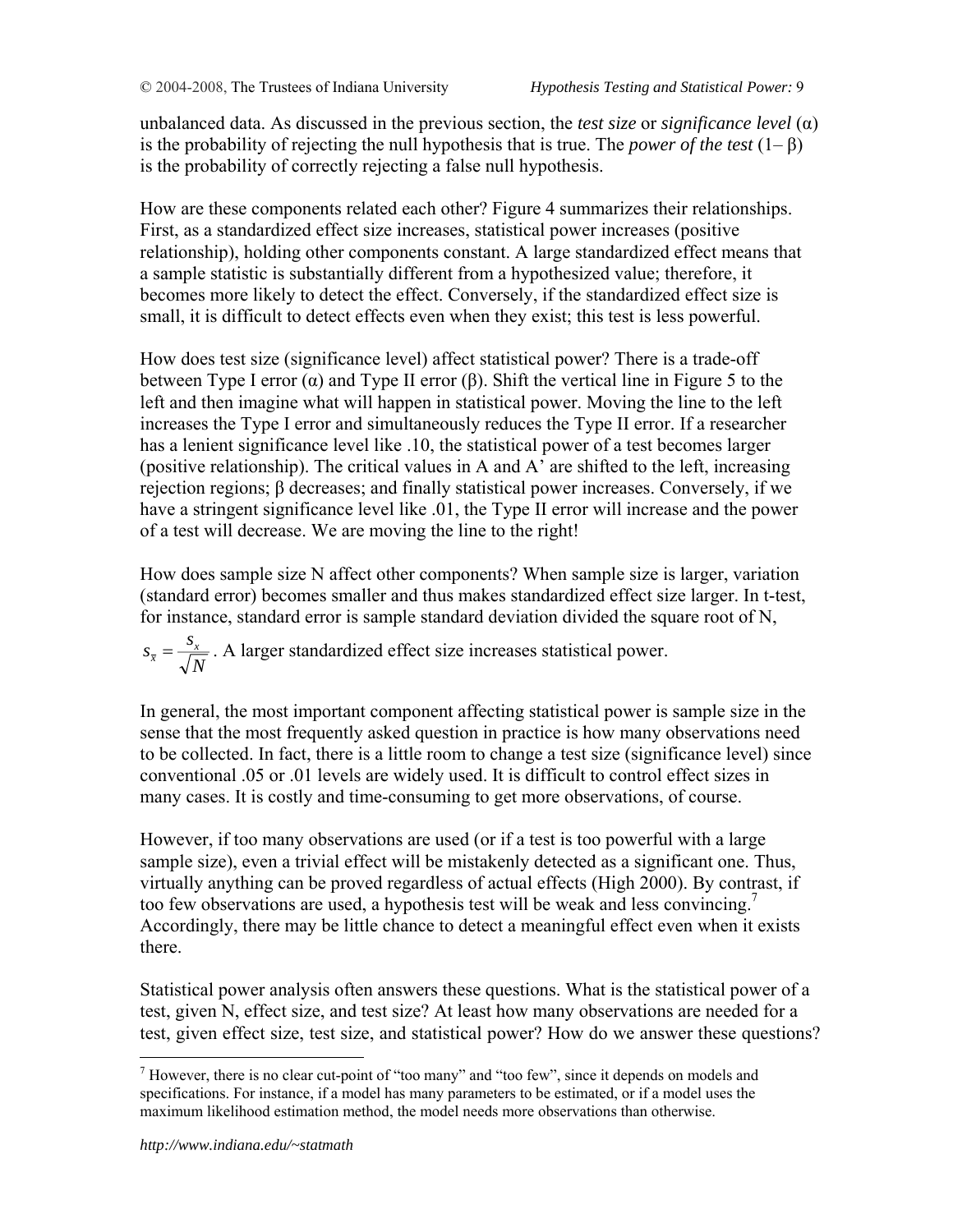unbalanced data. As discussed in the previous section, the *test size* or *significance level* ($\alpha$) is the probability of rejecting the null hypothesis that is true. The *power of the test* ($1-\beta$) is the probability of correctly rejecting a false null hypothesis.

How are these components related each other? Figure 4 summarizes their relationships. First, as a standardized effect size increases, statistical power increases (positive relationship), holding other components constant. A large standardized effect means that a sample statistic is substantially different from a hypothesized value; therefore, it becomes more likely to detect the effect. Conversely, if the standardized effect size is small, it is difficult to detect effects even when they exist; this test is less powerful.

How does test size (significance level) affect statistical power? There is a trade-off between Type I error ($\alpha$) and Type II error ($\beta$). Shift the vertical line in Figure 5 to the left and then imagine what will happen in statistical power. Moving the line to the left increases the Type I error and simultaneously reduces the Type II error. If a researcher has a lenient significance level like .10, the statistical power of a test becomes larger (positive relationship). The critical values in A and A' are shifted to the left, increasing rejection regions; $\beta$ decreases; and finally statistical power increases. Conversely, if we have a stringent significance level like .01, the Type II error will increase and the power of a test will decrease. We are moving the line to the right!

How does sample size N affect other components? When sample size is larger, variation (standard error) becomes smaller and thus makes standardized effect size larger. In t-test, for instance, standard error is sample standard deviation divided the square root of N, $s_{\bar{x}} = \frac{s_x}{\sqrt{N}}$. A larger standardized effect size increases statistical power.

In general, the most important component affecting statistical power is sample size in the sense that the most frequently asked question in practice is how many observations need to be collected. In fact, there is a little room to change a test size (significance level) since conventional .05 or .01 levels are widely used. It is difficult to control effect sizes in many cases. It is costly and time-consuming to get more observations, of course.

However, if too many observations are used (or if a test is too powerful with a large sample size), even a trivial effect will be mistakenly detected as a significant one. Thus, virtually anything can be proved regardless of actual effects (High 2000). By contrast, if too few observations are used, a hypothesis test will be weak and less convincing.[7] Accordingly, there may be little chance to detect a meaningful effect even when it exists there.

Statistical power analysis often answers these questions. What is the statistical power of a test, given N, effect size, and test size? At least how many observations are needed for a test, given effect size, test size, and statistical power? How do we answer these questions?

[7] However, there is no clear cut-point of "too many" and "too few", since it depends on models and specifications. For instance, if a model has many parameters to be estimated, or if a model uses the maximum likelihood estimation method, the model needs more observations than otherwise.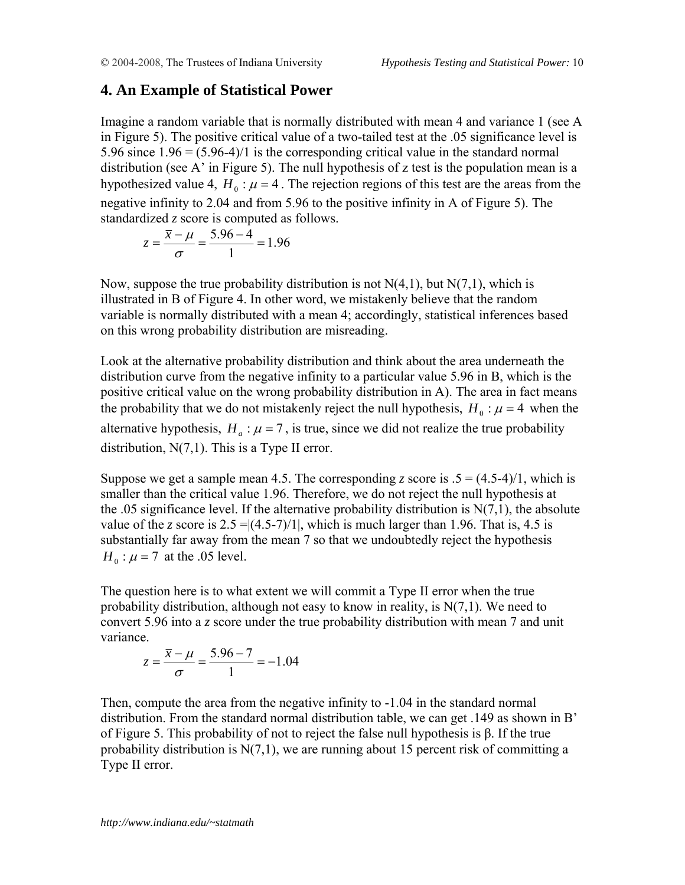## 4. An Example of Statistical Power

Imagine a random variable that is normally distributed with mean 4 and variance 1 (see A in Figure 5). The positive critical value of a two-tailed test at the .05 significance level is 5.96 since 1.96 = (5.96-4)/1 is the corresponding critical value in the standard normal distribution (see A' in Figure 5). The null hypothesis of z test is the population mean is a hypothesized value 4, $H_0: \mu = 4$. The rejection regions of this test are the areas from the negative infinity to 2.04 and from 5.96 to the positive infinity in A of Figure 5). The standardized *z* score is computed as follows.

$$z = \frac{\bar{x} - \mu}{\sigma} = \frac{5.96 - 4}{1} = 1.96$$

Now, suppose the true probability distribution is not N(4,1), but N(7,1), which is illustrated in B of Figure 4. In other word, we mistakenly believe that the random variable is normally distributed with a mean 4; accordingly, statistical inferences based on this wrong probability distribution are misreading.

Look at the alternative probability distribution and think about the area underneath the distribution curve from the negative infinity to a particular value 5.96 in B, which is the positive critical value on the wrong probability distribution in A). The area in fact means the probability that we do not mistakenly reject the null hypothesis, $H_0: \mu = 4$ when the alternative hypothesis, $H_a: \mu = 7$, is true, since we did not realize the true probability distribution, N(7,1). This is a Type II error.

Suppose we get a sample mean 4.5. The corresponding *z* score is .5 = (4.5-4)/1, which is smaller than the critical value 1.96. Therefore, we do not reject the null hypothesis at the .05 significance level. If the alternative probability distribution is N(7,1), the absolute value of the *z* score is 2.5 =|(4.5-7)/1|, which is much larger than 1.96. That is, 4.5 is substantially far away from the mean 7 so that we undoubtedly reject the hypothesis $H_0: \mu = 7$ at the .05 level.

The question here is to what extent we will commit a Type II error when the true probability distribution, although not easy to know in reality, is N(7,1). We need to convert 5.96 into a *z* score under the true probability distribution with mean 7 and unit variance.

$$z = \frac{\bar{x} - \mu}{\sigma} = \frac{5.96 - 7}{1} = -1.04$$

Then, compute the area from the negative infinity to -1.04 in the standard normal distribution. From the standard normal distribution table, we can get .149 as shown in B' of Figure 5. This probability of not to reject the false null hypothesis is β. If the true probability distribution is N(7,1), we are running about 15 percent risk of committing a Type II error.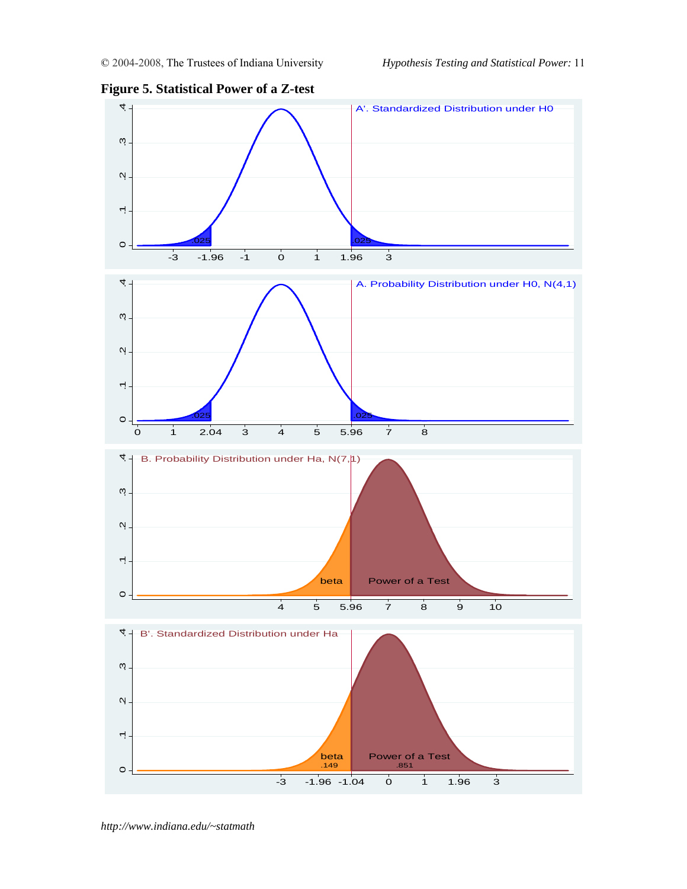**Figure 5. Statistical Power of a Z-test**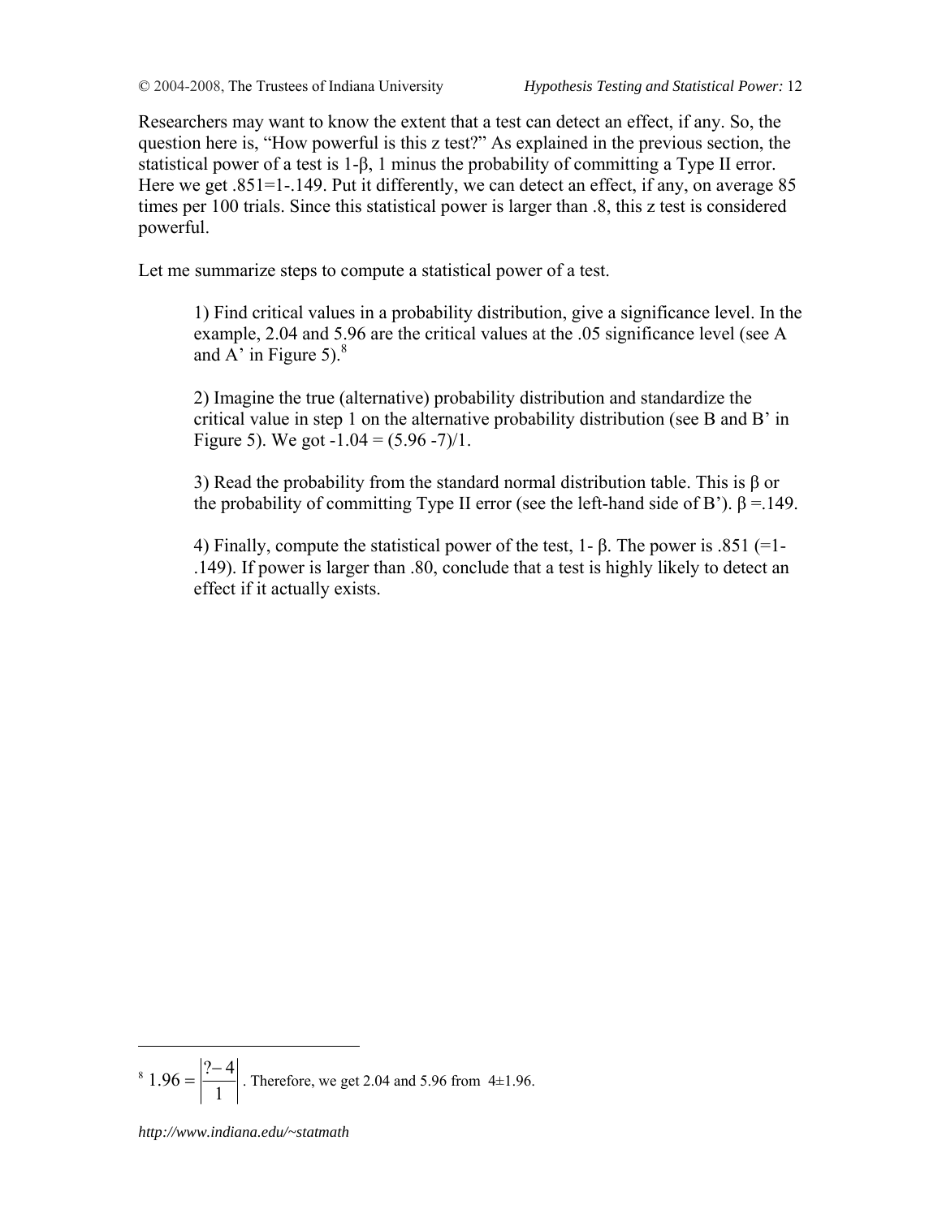Researchers may want to know the extent that a test can detect an effect, if any. So, the question here is, "How powerful is this z test?" As explained in the previous section, the statistical power of a test is 1-β, 1 minus the probability of committing a Type II error. Here we get .851=1-.149. Put it differently, we can detect an effect, if any, on average 85 times per 100 trials. Since this statistical power is larger than .8, this z test is considered powerful.

Let me summarize steps to compute a statistical power of a test.

> 1) Find critical values in a probability distribution, give a significance level. In the example, 2.04 and 5.96 are the critical values at the .05 significance level (see A and A' in Figure 5).[8]
>
> 2) Imagine the true (alternative) probability distribution and standardize the critical value in step 1 on the alternative probability distribution (see B and B' in Figure 5). We got -1.04 = (5.96 -7)/1.
>
> 3) Read the probability from the standard normal distribution table. This is β or the probability of committing Type II error (see the left-hand side of B'). β =.149.
>
> 4) Finally, compute the statistical power of the test, 1- β. The power is .851 (=1-.149). If power is larger than .80, conclude that a test is highly likely to detect an effect if it actually exists.

---

[8] $1.96 = \left| \frac{? - 4}{1} \right|$. Therefore, we get 2.04 and 5.96 from $4 \pm 1.96$.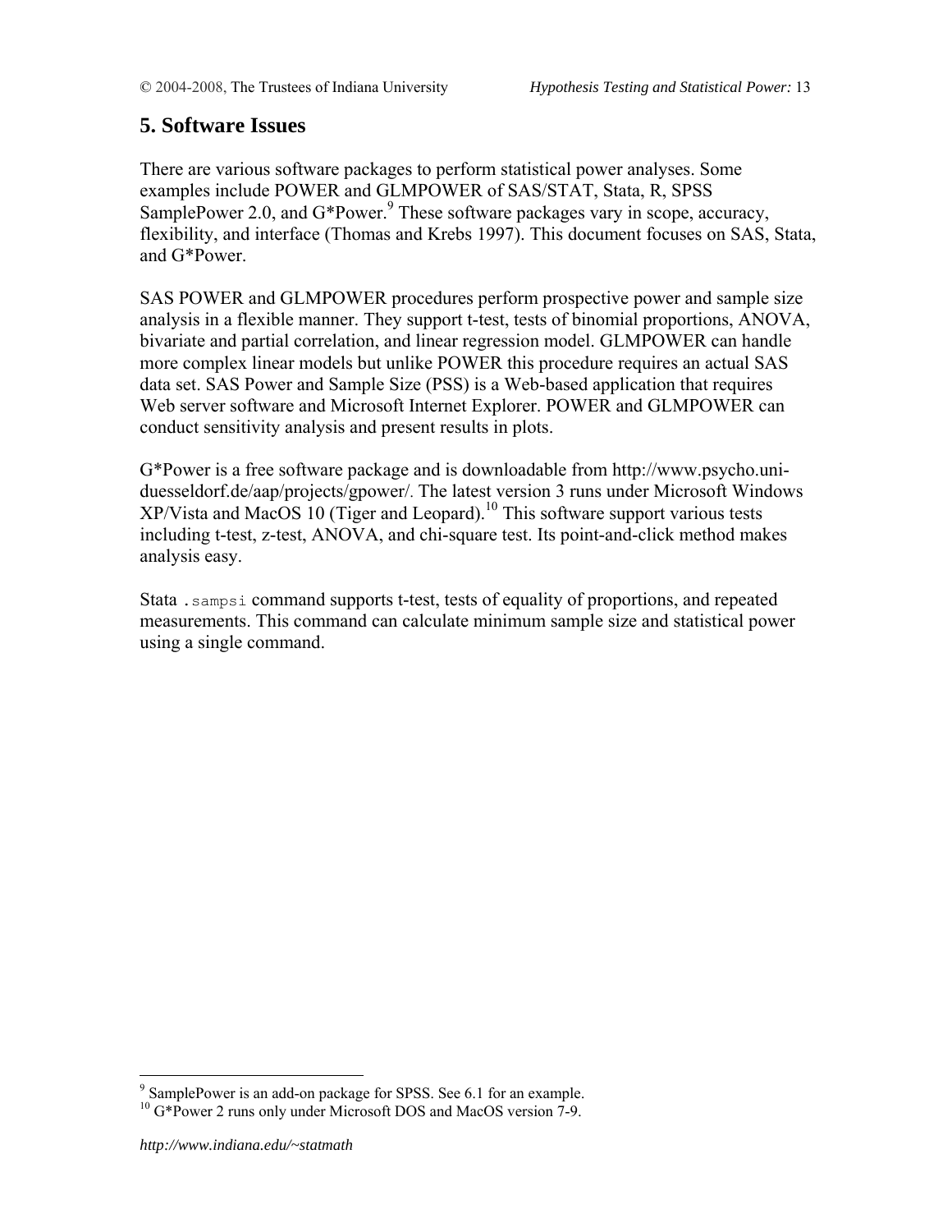## 5. Software Issues

There are various software packages to perform statistical power analyses. Some examples include POWER and GLMPOWER of SAS/STAT, Stata, R, SPSS SamplePower 2.0, and G*Power.[9] These software packages vary in scope, accuracy, flexibility, and interface (Thomas and Krebs 1997). This document focuses on SAS, Stata, and G*Power.

SAS POWER and GLMPOWER procedures perform prospective power and sample size analysis in a flexible manner. They support t-test, tests of binomial proportions, ANOVA, bivariate and partial correlation, and linear regression model. GLMPOWER can handle more complex linear models but unlike POWER this procedure requires an actual SAS data set. SAS Power and Sample Size (PSS) is a Web-based application that requires Web server software and Microsoft Internet Explorer. POWER and GLMPOWER can conduct sensitivity analysis and present results in plots.

G*Power is a free software package and is downloadable from http://www.psycho.uni-duesseldorf.de/aap/projects/gpower/. The latest version 3 runs under Microsoft Windows XP/Vista and MacOS 10 (Tiger and Leopard).[10] This software support various tests including t-test, z-test, ANOVA, and chi-square test. Its point-and-click method makes analysis easy.

Stata `.sampsi` command supports t-test, tests of equality of proportions, and repeated measurements. This command can calculate minimum sample size and statistical power using a single command.

---

[9] SamplePower is an add-on package for SPSS. See 6.1 for an example.

[10] G*Power 2 runs only under Microsoft DOS and MacOS version 7-9.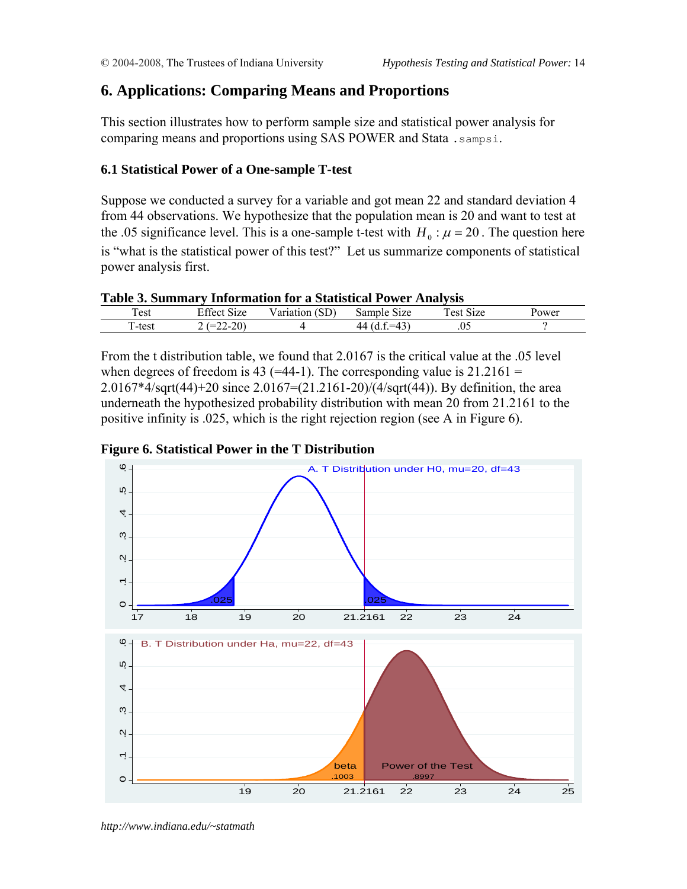## 6. Applications: Comparing Means and Proportions

This section illustrates how to perform sample size and statistical power analysis for comparing means and proportions using SAS POWER and Stata `.sampsi`.

### 6.1 Statistical Power of a One-sample T-test

Suppose we conducted a survey for a variable and got mean 22 and standard deviation 4 from 44 observations. We hypothesize that the population mean is 20 and want to test at the .05 significance level. This is a one-sample t-test with $H_0 : \mu = 20$. The question here is "what is the statistical power of this test?" Let us summarize components of statistical power analysis first.

**Table 3. Summary Information for a Statistical Power Analysis**

| Test | Effect Size | Variation (SD) | Sample Size | Test Size | Power |
|---|---|---|---|---|---|
| T-test | 2 (=22-20) | 4 | 44 (d.f.=43) | .05 | ? |

From the t distribution table, we found that 2.0167 is the critical value at the .05 level when degrees of freedom is 43 (=44-1). The corresponding value is 21.2161 = 2.0167*4/sqrt(44)+20 since 2.0167=(21.2161-20)/(4/sqrt(44)). By definition, the area underneath the hypothesized probability distribution with mean 20 from 21.2161 to the positive infinity is .025, which is the right rejection region (see A in Figure 6).

**Figure 6. Statistical Power in the T Distribution**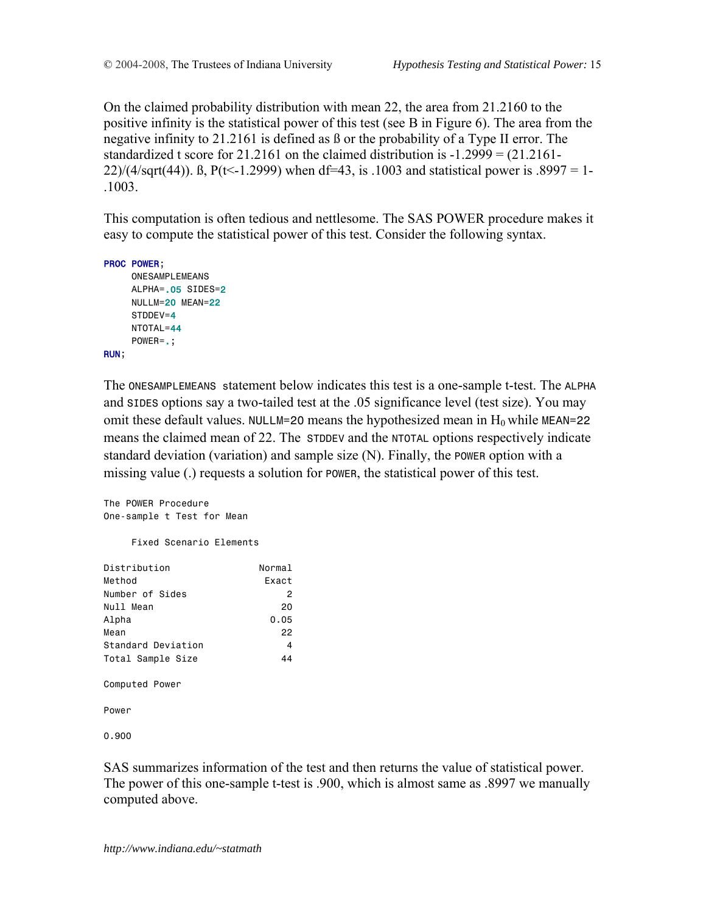On the claimed probability distribution with mean 22, the area from 21.2160 to the positive infinity is the statistical power of this test (see B in Figure 6). The area from the negative infinity to 21.2161 is defined as ß or the probability of a Type II error. The standardized t score for 21.2161 on the claimed distribution is -1.2999 = (21.2161-22)/(4/sqrt(44)). ß, P(t<-1.2999) when df=43, is .1003 and statistical power is .8997 = 1-.1003.

This computation is often tedious and nettlesome. The SAS POWER procedure makes it easy to compute the statistical power of this test. Consider the following syntax.

```
PROC POWER;
     ONESAMPLEMEANS
     ALPHA=.05 SIDES=2
     NULLM=20 MEAN=22
     STDDEV=4
     NTOTAL=44
     POWER=.;
RUN;
```

The `ONESAMPLEMEANS` statement below indicates this test is a one-sample t-test. The `ALPHA` and `SIDES` options say a two-tailed test at the .05 significance level (test size). You may omit these default values. `NULLM=20` means the hypothesized mean in $H_0$ while `MEAN=22` means the claimed mean of 22. The `STDDEV` and the `NTOTAL` options respectively indicate standard deviation (variation) and sample size (N). Finally, the `POWER` option with a missing value (.) requests a solution for `POWER`, the statistical power of this test.

```
The POWER Procedure
One-sample t Test for Mean

     Fixed Scenario Elements

Distribution                Normal
Method                       Exact
Number of Sides                  2
Null Mean                       20
Alpha                         0.05
Mean                            22
Standard Deviation               4
Total Sample Size               44

Computed Power

Power

0.900
```

SAS summarizes information of the test and then returns the value of statistical power. The power of this one-sample t-test is .900, which is almost same as .8997 we manually computed above.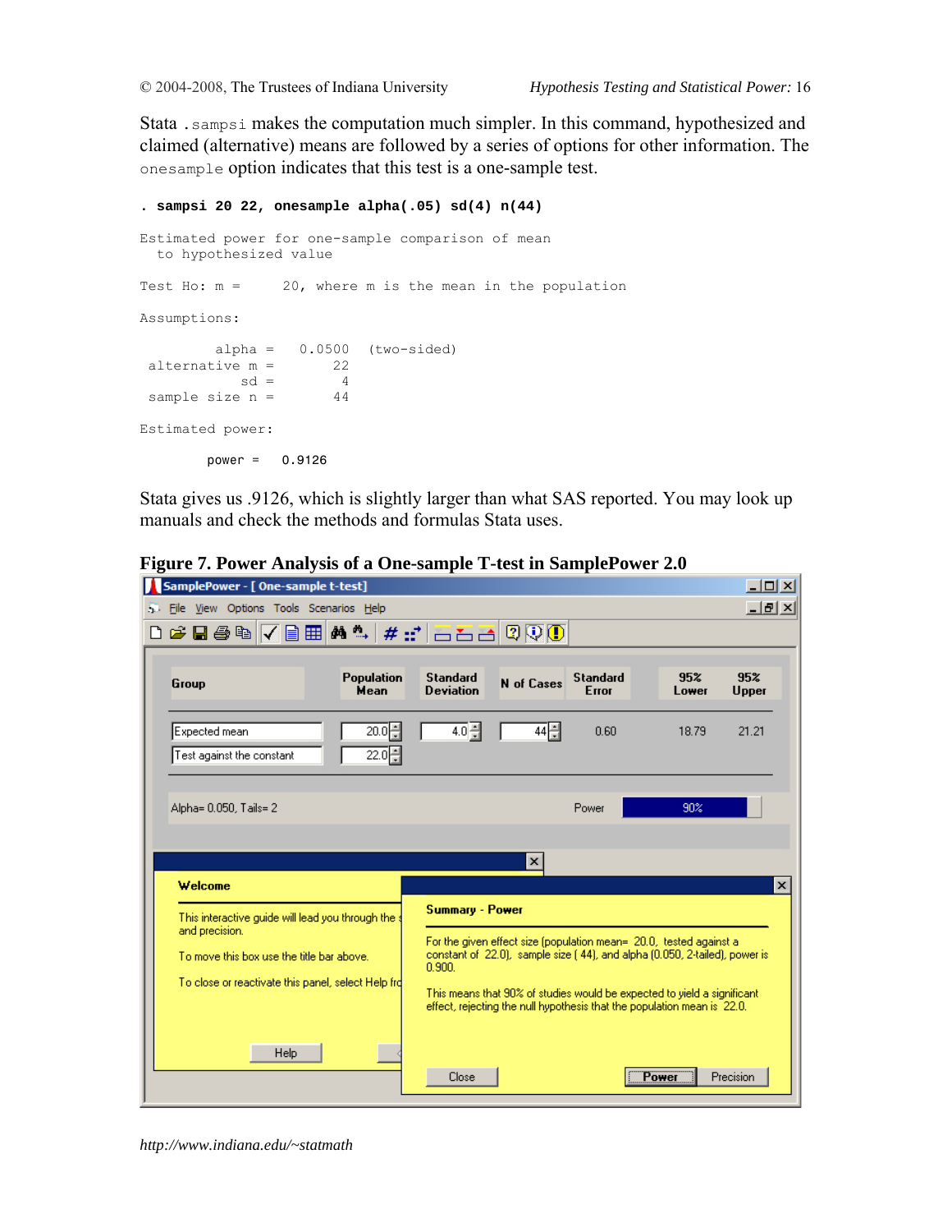Stata `.sampsi` makes the computation much simpler. In this command, hypothesized and claimed (alternative) means are followed by a series of options for other information. The `onesample` option indicates that this test is a one-sample test.

```
. sampsi 20 22, onesample alpha(.05) sd(4) n(44)

Estimated power for one-sample comparison of mean
  to hypothesized value

Test Ho: m =     20, where m is the mean in the population

Assumptions:

         alpha =   0.0500  (two-sided)
 alternative m =       22
            sd =        4
 sample size n =       44

Estimated power:

        power =   0.9126
```

Stata gives us .9126, which is slightly larger than what SAS reported. You may look up manuals and check the methods and formulas Stata uses.

**Figure 7. Power Analysis of a One-sample T-test in SamplePower 2.0**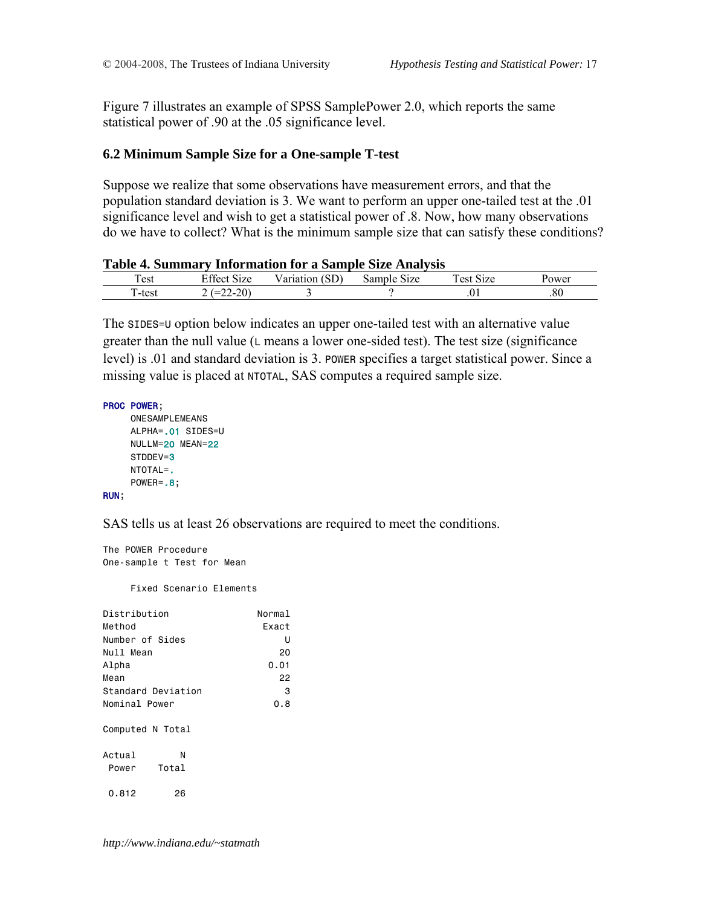Figure 7 illustrates an example of SPSS SamplePower 2.0, which reports the same statistical power of .90 at the .05 significance level.

### 6.2 Minimum Sample Size for a One-sample T-test

Suppose we realize that some observations have measurement errors, and that the population standard deviation is 3. We want to perform an upper one-tailed test at the .01 significance level and wish to get a statistical power of .8. Now, how many observations do we have to collect? What is the minimum sample size that can satisfy these conditions?

**Table 4. Summary Information for a Sample Size Analysis**

| Test | Effect Size | Variation (SD) | Sample Size | Test Size | Power |
|---|---|---|---|---|---|
| T-test | 2 (=22-20) | 3 | ? | .01 | .80 |

The `SIDES=U` option below indicates an upper one-tailed test with an alternative value greater than the null value (`L` means a lower one-sided test). The test size (significance level) is .01 and standard deviation is 3. `POWER` specifies a target statistical power. Since a missing value is placed at `NTOTAL`, SAS computes a required sample size.

```
PROC POWER;
     ONESAMPLEMEANS
     ALPHA=.01 SIDES=U
     NULLM=20 MEAN=22
     STDDEV=3
     NTOTAL=.
     POWER=.8;
RUN;
```

SAS tells us at least 26 observations are required to meet the conditions.

```
The POWER Procedure
One-sample t Test for Mean

     Fixed Scenario Elements

Distribution                Normal
Method                       Exact
Number of Sides                  U
Null Mean                       20
Alpha                         0.01
Mean                            22
Standard Deviation               3
Nominal Power                  0.8

Computed N Total

Actual        N
 Power    Total

 0.812       26
```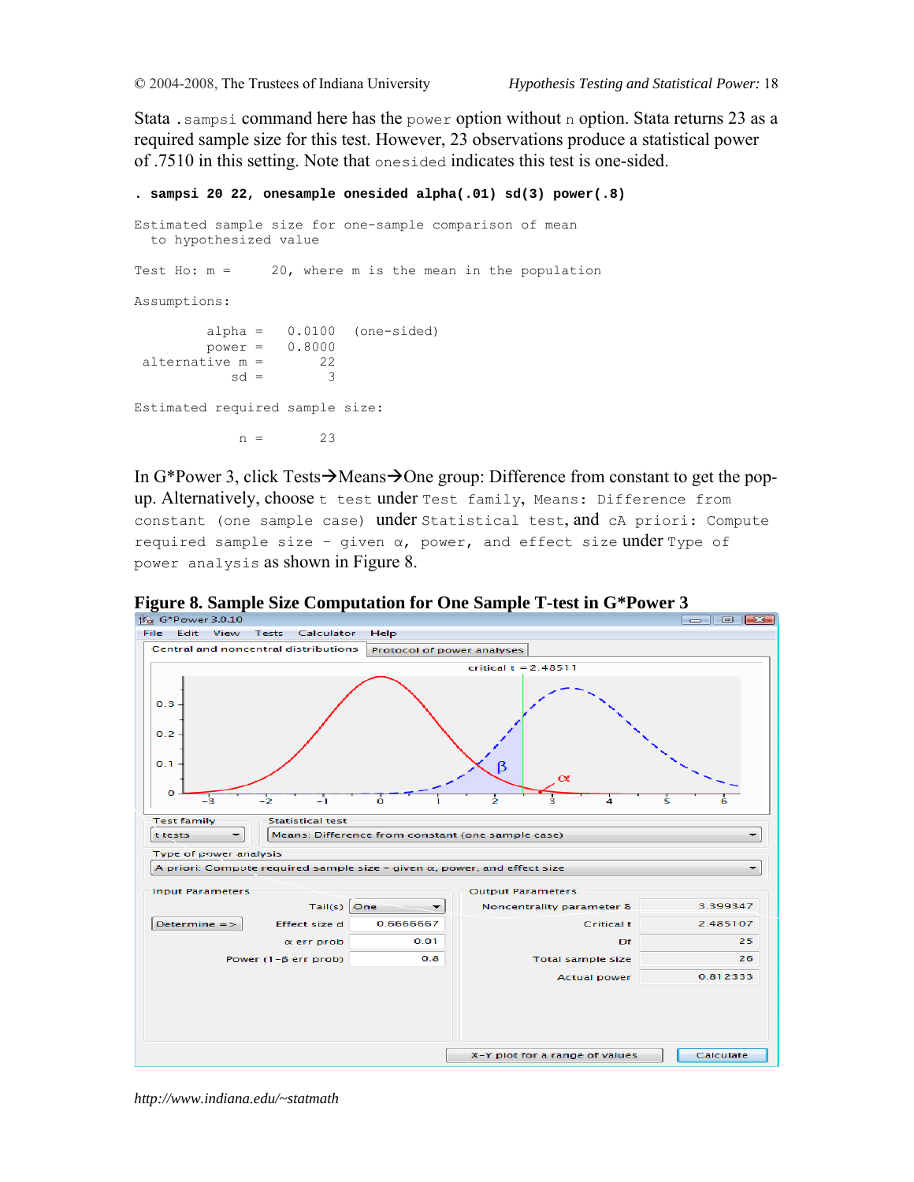Stata `.sampsi` command here has the `power` option without `n` option. Stata returns 23 as a required sample size for this test. However, 23 observations produce a statistical power of .7510 in this setting. Note that `onesided` indicates this test is one-sided.

```
. sampsi 20 22, onesample onesided alpha(.01) sd(3) power(.8)

Estimated sample size for one-sample comparison of mean
  to hypothesized value

Test Ho: m =      20, where m is the mean in the population

Assumptions:

         alpha =   0.0100  (one-sided)
         power =   0.8000
 alternative m =       22
            sd =        3

Estimated required sample size:

             n =       23
```

In G*Power 3, click Tests→Means→One group: Difference from constant to get the pop-up. Alternatively, choose `t test` under `Test family`, `Means: Difference from constant (one sample case)` under `Statistical test`, and `cA priori: Compute required sample size – given α, power, and effect size` under `Type of power analysis` as shown in Figure 8.

**Figure 8. Sample Size Computation for One Sample T-test in G*Power 3**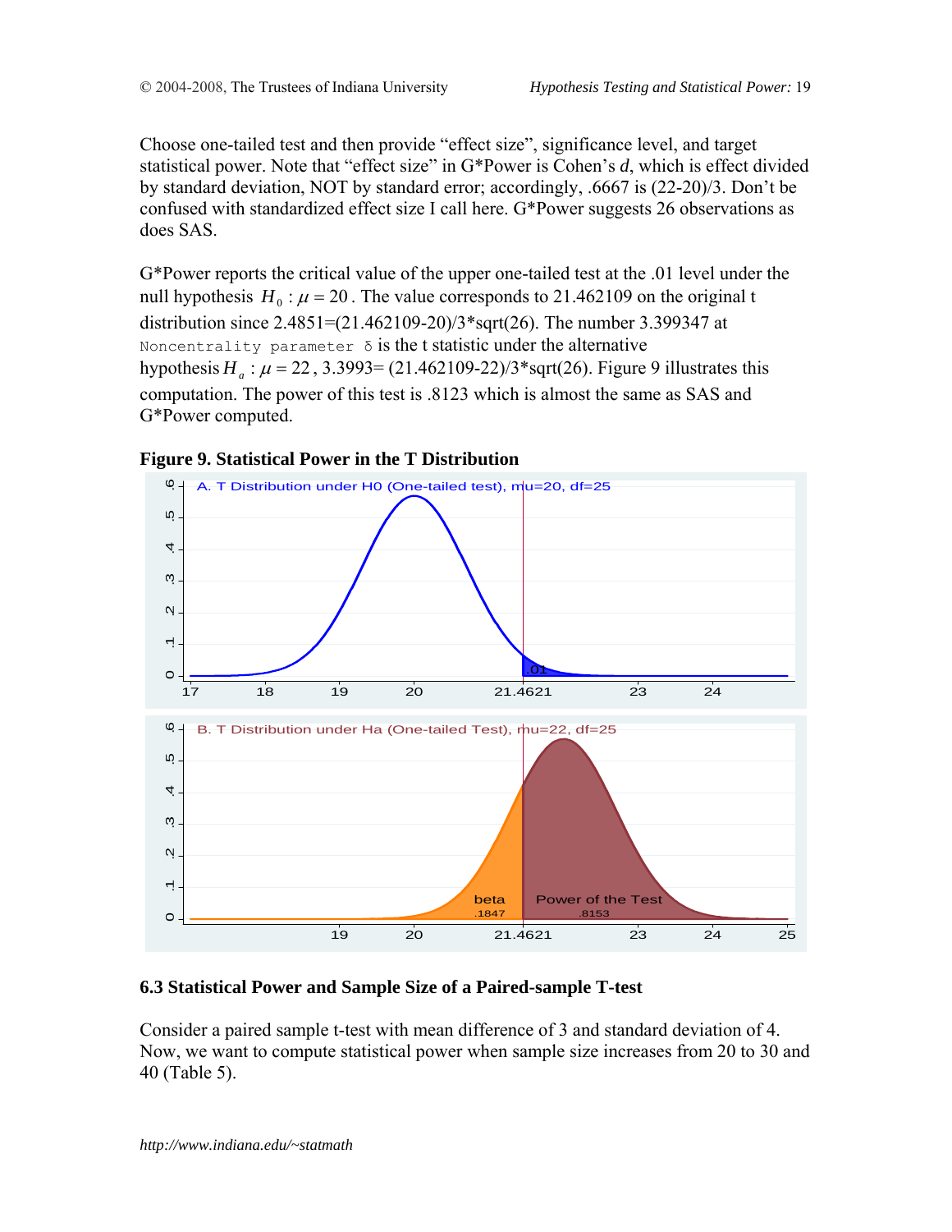Choose one-tailed test and then provide "effect size", significance level, and target statistical power. Note that "effect size" in G*Power is Cohen's *d*, which is effect divided by standard deviation, NOT by standard error; accordingly, .6667 is (22-20)/3. Don't be confused with standardized effect size I call here. G*Power suggests 26 observations as does SAS.

G*Power reports the critical value of the upper one-tailed test at the .01 level under the null hypothesis $H_0: \mu = 20$. The value corresponds to 21.462109 on the original t distribution since 2.4851=(21.462109-20)/3*sqrt(26). The number 3.399347 at `Noncentrality parameter δ` is the t statistic under the alternative hypothesis $H_a: \mu = 22$, 3.3993= (21.462109-22)/3*sqrt(26). Figure 9 illustrates this computation. The power of this test is .8123 which is almost the same as SAS and G*Power computed.

**Figure 9. Statistical Power in the T Distribution**

### 6.3 Statistical Power and Sample Size of a Paired-sample T-test

Consider a paired sample t-test with mean difference of 3 and standard deviation of 4. Now, we want to compute statistical power when sample size increases from 20 to 30 and 40 (Table 5).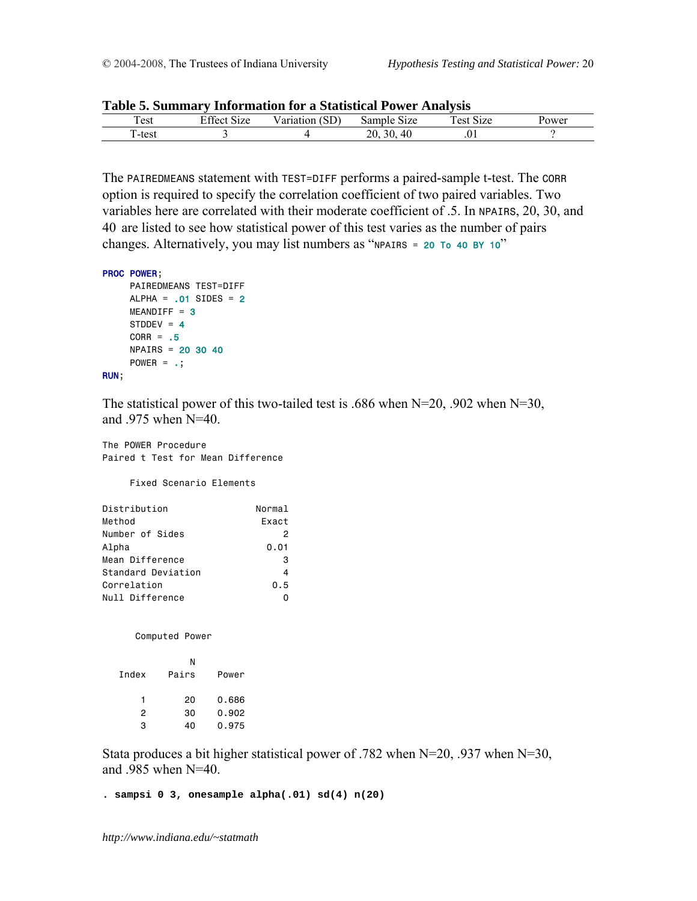**Table 5. Summary Information for a Statistical Power Analysis**

| Test | Effect Size | Variation (SD) | Sample Size | Test Size | Power |
|---|---|---|---|---|---|
| T-test | 3 | 4 | 20, 30, 40 | .01 | ? |

The PAIREDMEANS statement with TEST=DIFF performs a paired-sample t-test. The CORR option is required to specify the correlation coefficient of two paired variables. Two variables here are correlated with their moderate coefficient of .5. In NPAIRS, 20, 30, and 40 are listed to see how statistical power of this test varies as the number of pairs changes. Alternatively, you may list numbers as "NPAIRS = 20 To 40 BY 10"

```
PROC POWER;
     PAIREDMEANS TEST=DIFF
     ALPHA = .01 SIDES = 2
     MEANDIFF = 3
     STDDEV = 4
     CORR = .5
     NPAIRS = 20 30 40
     POWER = .;
RUN;
```

The statistical power of this two-tailed test is .686 when N=20, .902 when N=30, and .975 when N=40.

```
The POWER Procedure
Paired t Test for Mean Difference

     Fixed Scenario Elements

Distribution                 Normal
Method                        Exact
Number of Sides                   2
Alpha                          0.01
Mean Difference                   3
Standard Deviation                4
Correlation                     0.5
Null Difference                   0


      Computed Power

               N
   Index    Pairs    Power

       1       20    0.686
       2       30    0.902
       3       40    0.975
```

Stata produces a bit higher statistical power of .782 when N=20, .937 when N=30, and .985 when N=40.

```
. sampsi 0 3, onesample alpha(.01) sd(4) n(20)
```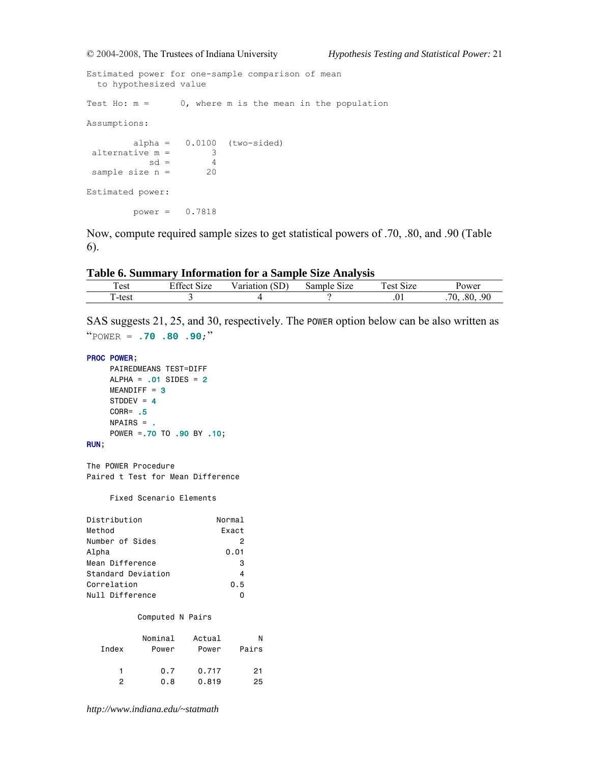```
Estimated power for one-sample comparison of mean
  to hypothesized value

Test Ho: m =      0, where m is the mean in the population

Assumptions:

         alpha =   0.0100  (two-sided)
 alternative m =        3
            sd =        4
 sample size n =       20

Estimated power:

         power =   0.7818
```

Now, compute required sample sizes to get statistical powers of .70, .80, and .90 (Table 6).

**Table 6. Summary Information for a Sample Size Analysis**

| Test | Effect Size | Variation (SD) | Sample Size | Test Size | Power |
|---|---|---|---|---|---|
| T-test | 3 | 4 | ? | .01 | .70, .80, .90 |

SAS suggests 21, 25, and 30, respectively. The `POWER` option below can be also written as "`POWER = .70 .80 .90;`"

```
PROC POWER;
     PAIREDMEANS TEST=DIFF
     ALPHA = .01 SIDES = 2
     MEANDIFF = 3
     STDDEV = 4
     CORR= .5
     NPAIRS = .
     POWER =.70 TO .90 BY .10;
RUN;
```

```
The POWER Procedure
Paired t Test for Mean Difference

     Fixed Scenario Elements

Distribution                Normal
Method                       Exact
Number of Sides                  2
Alpha                         0.01
Mean Difference                  3
Standard Deviation               4
Correlation                    0.5
Null Difference                  0

           Computed N Pairs

            Nominal    Actual       N
   Index      Power     Power   Pairs

       1        0.7     0.717      21
       2        0.8     0.819      25
```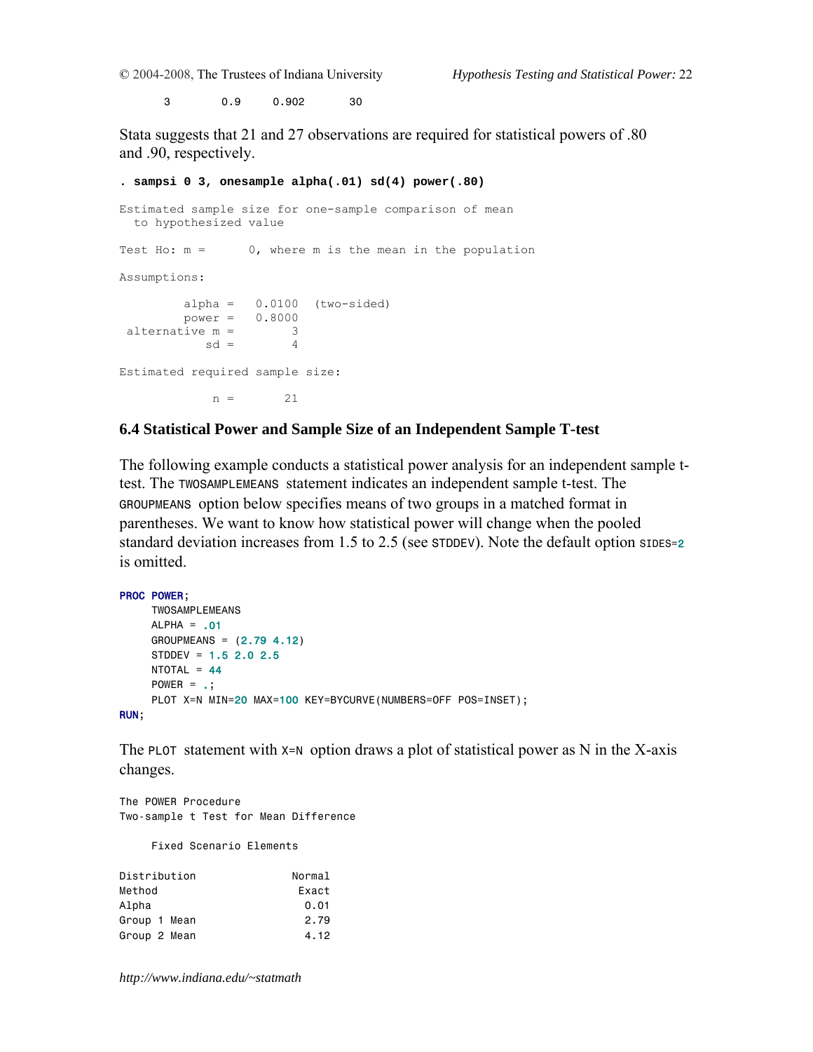```
      3        0.9     0.902       30
```

Stata suggests that 21 and 27 observations are required for statistical powers of .80 and .90, respectively.

```
. sampsi 0 3, onesample alpha(.01) sd(4) power(.80)

Estimated sample size for one-sample comparison of mean
  to hypothesized value

Test Ho: m =      0, where m is the mean in the population

Assumptions:

         alpha =   0.0100  (two-sided)
         power =   0.8000
 alternative m =        3
            sd =        4

Estimated required sample size:

             n =       21
```

### 6.4 Statistical Power and Sample Size of an Independent Sample T-test

The following example conducts a statistical power analysis for an independent sample t-test. The `TWOSAMPLEMEANS` statement indicates an independent sample t-test. The `GROUPMEANS` option below specifies means of two groups in a matched format in parentheses. We want to know how statistical power will change when the pooled standard deviation increases from 1.5 to 2.5 (see `STDDEV`). Note the default option `SIDES=2` is omitted.

```
PROC POWER;
     TWOSAMPLEMEANS
     ALPHA = .01
     GROUPMEANS = (2.79 4.12)
     STDDEV = 1.5 2.0 2.5
     NTOTAL = 44
     POWER = .;
     PLOT X=N MIN=20 MAX=100 KEY=BYCURVE(NUMBERS=OFF POS=INSET);
RUN;
```

The `PLOT` statement with `X=N` option draws a plot of statistical power as N in the X-axis changes.

```
The POWER Procedure
Two-sample t Test for Mean Difference

     Fixed Scenario Elements

Distribution               Normal
Method                      Exact
Alpha                        0.01
Group 1 Mean                 2.79
Group 2 Mean                 4.12
```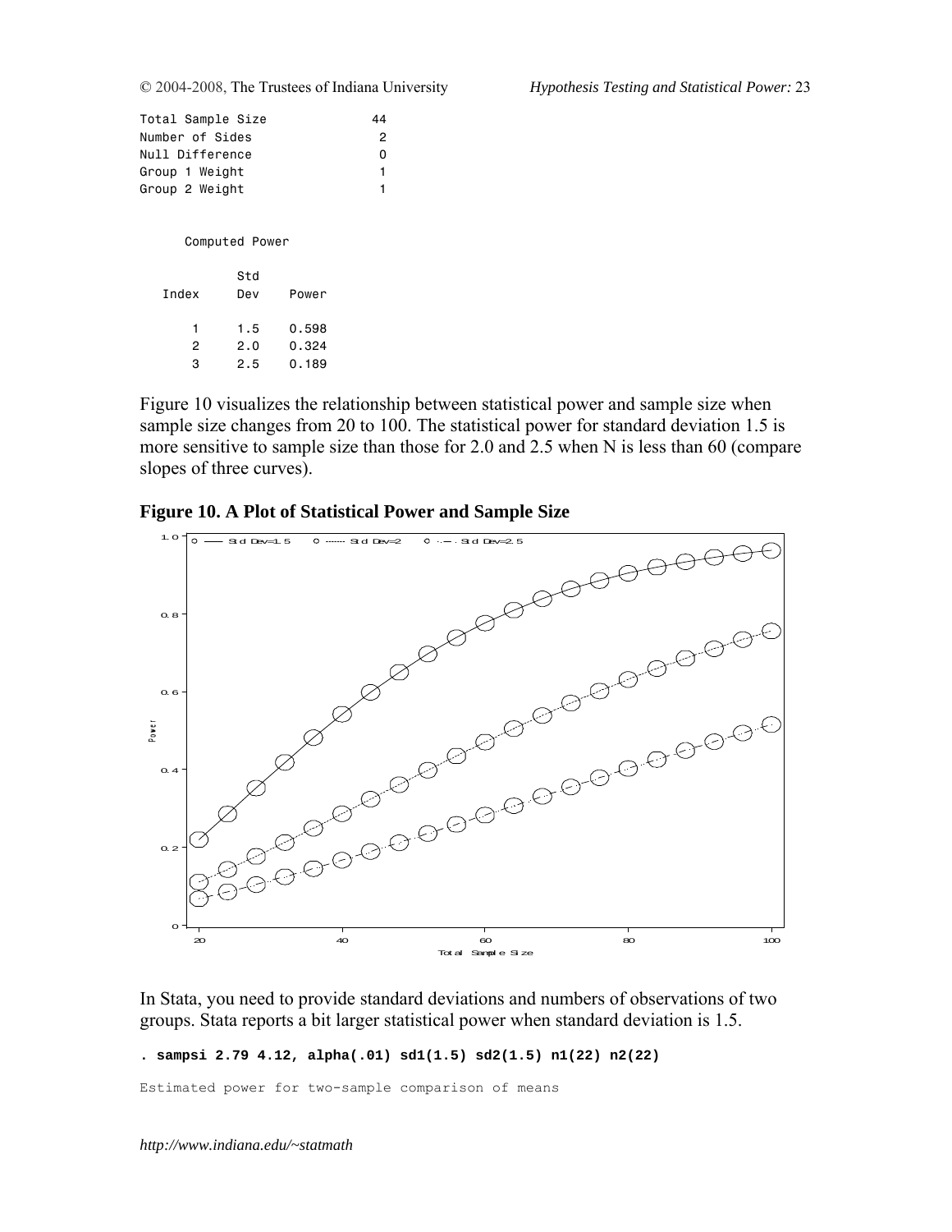```
Total Sample Size             44
Number of Sides                2
Null Difference                0
Group 1 Weight                 1
Group 2 Weight                 1


      Computed Power

             Std
   Index     Dev     Power

       1     1.5     0.598
       2     2.0     0.324
       3     2.5     0.189
```

Figure 10 visualizes the relationship between statistical power and sample size when sample size changes from 20 to 100. The statistical power for standard deviation 1.5 is more sensitive to sample size than those for 2.0 and 2.5 when N is less than 60 (compare slopes of three curves).

**Figure 10. A Plot of Statistical Power and Sample Size**

In Stata, you need to provide standard deviations and numbers of observations of two groups. Stata reports a bit larger statistical power when standard deviation is 1.5.

```
. sampsi 2.79 4.12, alpha(.01) sd1(1.5) sd2(1.5) n1(22) n2(22)

Estimated power for two-sample comparison of means
```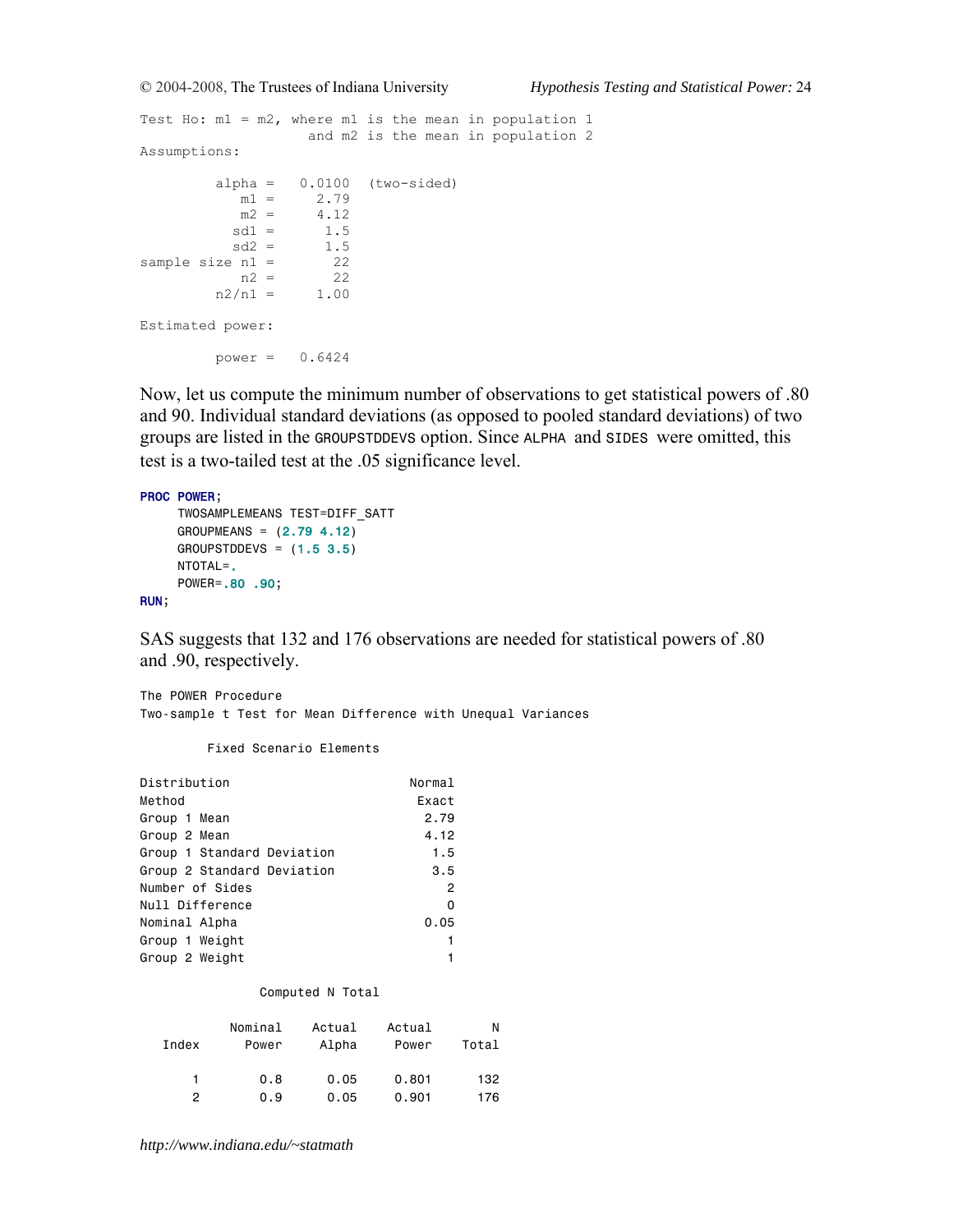```
Test Ho: m1 = m2, where m1 is the mean in population 1
                    and m2 is the mean in population 2
Assumptions:

         alpha =   0.0100  (two-sided)
            m1 =     2.79
            m2 =     4.12
           sd1 =      1.5
           sd2 =      1.5
sample size n1 =       22
            n2 =       22
         n2/n1 =     1.00

Estimated power:

         power =   0.6424
```

Now, let us compute the minimum number of observations to get statistical powers of .80 and 90. Individual standard deviations (as opposed to pooled standard deviations) of two groups are listed in the GROUPSTDDEVS option. Since ALPHA and SIDES were omitted, this test is a two-tailed test at the .05 significance level.

```
PROC POWER;
     TWOSAMPLEMEANS TEST=DIFF_SATT
     GROUPMEANS = (2.79 4.12)
     GROUPSTDDEVS = (1.5 3.5)
     NTOTAL=.
     POWER=.80 .90;
RUN;
```

SAS suggests that 132 and 176 observations are needed for statistical powers of .80 and .90, respectively.

```
The POWER Procedure
Two-sample t Test for Mean Difference with Unequal Variances

         Fixed Scenario Elements

Distribution                        Normal
Method                               Exact
Group 1 Mean                          2.79
Group 2 Mean                          4.12
Group 1 Standard Deviation             1.5
Group 2 Standard Deviation             3.5
Number of Sides                          2
Null Difference                          0
Nominal Alpha                         0.05
Group 1 Weight                           1
Group 2 Weight                           1

                Computed N Total

             Nominal    Actual    Actual        N
   Index       Power     Alpha     Power    Total

       1         0.8      0.05     0.801      132
       2         0.9      0.05     0.901      176
```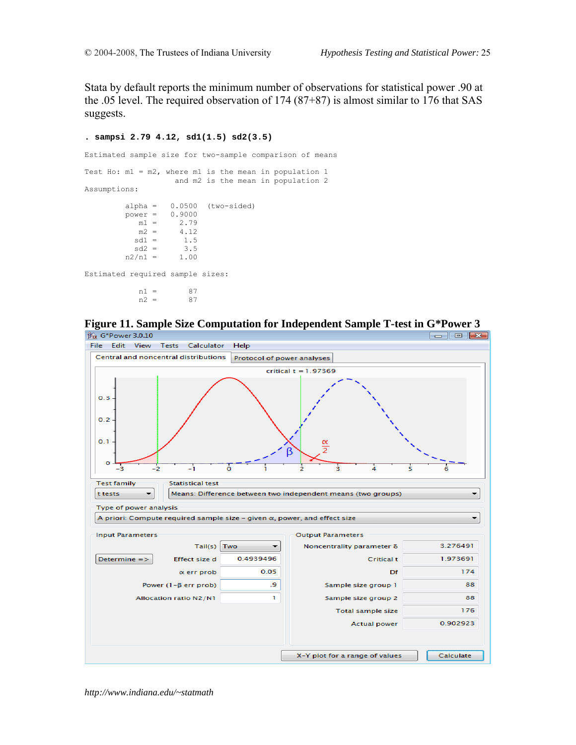Stata by default reports the minimum number of observations for statistical power .90 at the .05 level. The required observation of 174 (87+87) is almost similar to 176 that SAS suggests.

```
. sampsi 2.79 4.12, sd1(1.5) sd2(3.5)

Estimated sample size for two-sample comparison of means

Test Ho: m1 = m2, where m1 is the mean in population 1
                    and m2 is the mean in population 2
Assumptions:

         alpha =   0.0500  (two-sided)
         power =   0.9000
            m1 =     2.79
            m2 =     4.12
           sd1 =      1.5
           sd2 =      3.5
         n2/n1 =     1.00

Estimated required sample sizes:

            n1 =       87
            n2 =       87
```

**Figure 11. Sample Size Computation for Independent Sample T-test in G*Power 3**

G*Power 3.0.10

File Edit View Tests Calculator Help

Central and noncentral distributions | Protocol of power analyses

critical t = 1.97369

Test family: t tests

Statistical test: Means: Difference between two independent means (two groups)

Type of power analysis: A priori: Compute required sample size – given α, power, and effect size

| Input Parameters | | Output Parameters | |
|---|---|---|---|
| Tail(s) | Two | Noncentrality parameter δ | 3.276491 |
| Effect size d | 0.4939496 | Critical t | 1.973691 |
| α err prob | 0.05 | Df | 174 |
| Power (1-β err prob) | .9 | Sample size group 1 | 88 |
| Allocation ratio N2/N1 | 1 | Sample size group 2 | 88 |
| | | Total sample size | 176 |
| | | Actual power | 0.902923 |

X-Y plot for a range of values | Calculate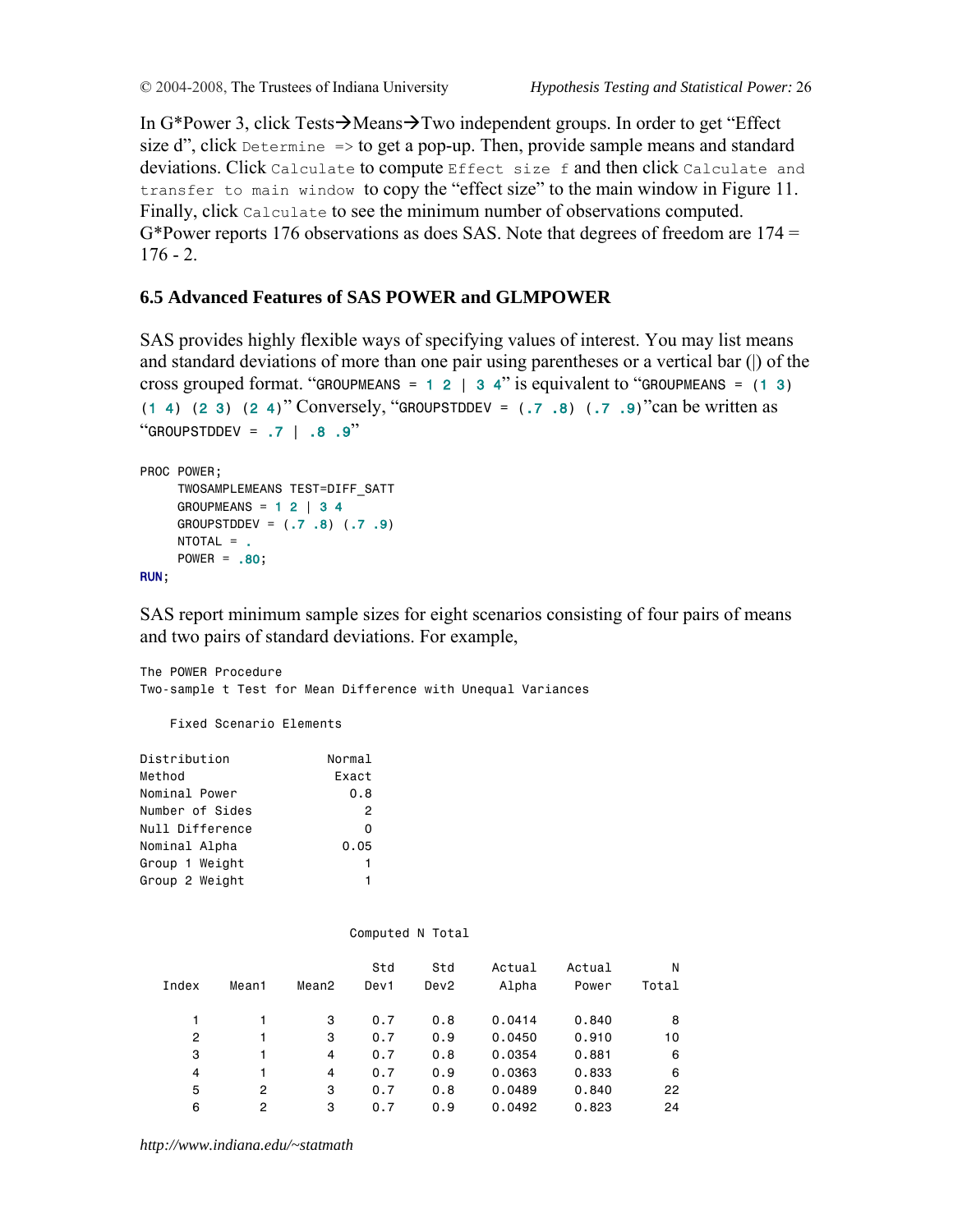In G*Power 3, click Tests→Means→Two independent groups. In order to get "Effect size d", click `Determine =>` to get a pop-up. Then, provide sample means and standard deviations. Click `Calculate` to compute `Effect size f` and then click `Calculate and transfer to main window` to copy the "effect size" to the main window in Figure 11. Finally, click `Calculate` to see the minimum number of observations computed. G*Power reports 176 observations as does SAS. Note that degrees of freedom are 174 = 176 - 2.

### 6.5 Advanced Features of SAS POWER and GLMPOWER

SAS provides highly flexible ways of specifying values of interest. You may list means and standard deviations of more than one pair using parentheses or a vertical bar (|) of the cross grouped format. "`GROUPMEANS = 1 2 | 3 4`" is equivalent to "`GROUPMEANS = (1 3) (1 4) (2 3) (2 4)`" Conversely, "`GROUPSTDDEV = (.7 .8) (.7 .9)`"can be written as "`GROUPSTDDEV = .7 | .8 .9`"

```
PROC POWER;
     TWOSAMPLEMEANS TEST=DIFF_SATT
     GROUPMEANS = 1 2 | 3 4
     GROUPSTDDEV = (.7 .8) (.7 .9)
     NTOTAL = .
     POWER = .80;
RUN;
```

SAS report minimum sample sizes for eight scenarios consisting of four pairs of means and two pairs of standard deviations. For example,

```
The POWER Procedure
Two-sample t Test for Mean Difference with Unequal Variances

    Fixed Scenario Elements

Distribution             Normal
Method                    Exact
Nominal Power               0.8
Number of Sides               2
Null Difference               0
Nominal Alpha              0.05
Group 1 Weight                1
Group 2 Weight                1


                          Computed N Total

                                  Std      Std     Actual     Actual        N
   Index     Mean1     Mean2     Dev1     Dev2      Alpha      Power    Total

       1         1         3      0.7      0.8     0.0414      0.840        8
       2         1         3      0.7      0.9     0.0450      0.910       10
       3         1         4      0.7      0.8     0.0354      0.881        6
       4         1         4      0.7      0.9     0.0363      0.833        6
       5         2         3      0.7      0.8     0.0489      0.840       22
       6         2         3      0.7      0.9     0.0492      0.823       24
```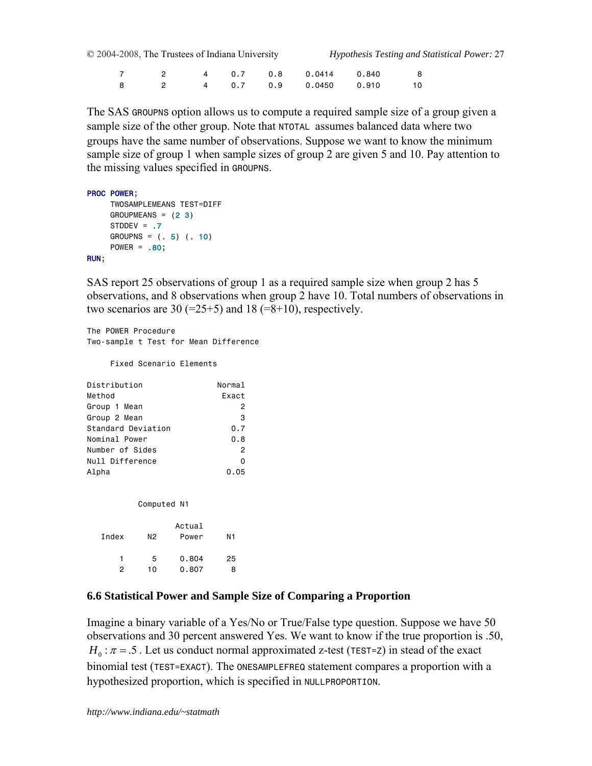```
       7        2        4     0.7     0.8     0.0414     0.840       8
       8        2        4     0.7     0.9     0.0450     0.910      10
```

The SAS `GROUPNS` option allows us to compute a required sample size of a group given a sample size of the other group. Note that `NTOTAL` assumes balanced data where two groups have the same number of observations. Suppose we want to know the minimum sample size of group 1 when sample sizes of group 2 are given 5 and 10. Pay attention to the missing values specified in `GROUPNS`.

```
PROC POWER;
     TWOSAMPLEMEANS TEST=DIFF
     GROUPMEANS = (2 3)
     STDDEV = .7
     GROUPNS = (. 5) (. 10)
     POWER = .80;
RUN;
```

SAS report 25 observations of group 1 as a required sample size when group 2 has 5 observations, and 8 observations when group 2 have 10. Total numbers of observations in two scenarios are 30 (=25+5) and 18 (=8+10), respectively.

```
The POWER Procedure
Two-sample t Test for Mean Difference

     Fixed Scenario Elements

Distribution                 Normal
Method                        Exact
Group 1 Mean                      2
Group 2 Mean                      3
Standard Deviation              0.7
Nominal Power                   0.8
Number of Sides                   2
Null Difference                   0
Alpha                          0.05


            Computed N1

                      Actual
   Index       N2      Power      N1

       1        5      0.804      25
       2       10      0.807       8
```

### 6.6 Statistical Power and Sample Size of Comparing a Proportion

Imagine a binary variable of a Yes/No or True/False type question. Suppose we have 50 observations and 30 percent answered Yes. We want to know if the true proportion is .50, $H_0: \pi = .5$ . Let us conduct normal approximated z-test (`TEST=Z`) in stead of the exact binomial test (`TEST=EXACT`). The `ONESAMPLEFREQ` statement compares a proportion with a hypothesized proportion, which is specified in `NULLPROPORTION`.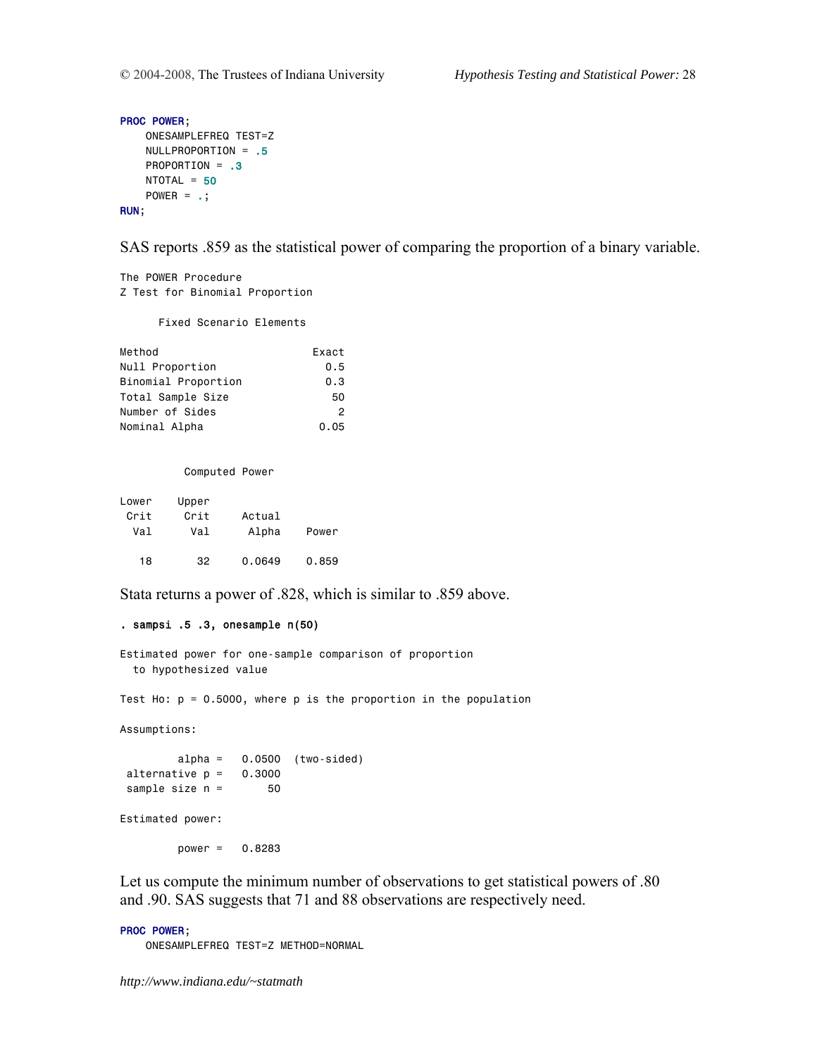```
PROC POWER;
    ONESAMPLEFREQ TEST=Z
    NULLPROPORTION = .5
    PROPORTION = .3
    NTOTAL = 50
    POWER = .;
RUN;
```

SAS reports .859 as the statistical power of comparing the proportion of a binary variable.

```
The POWER Procedure
Z Test for Binomial Proportion

      Fixed Scenario Elements

Method                        Exact
Null Proportion                 0.5
Binomial Proportion             0.3
Total Sample Size                50
Number of Sides                   2
Nominal Alpha                  0.05


          Computed Power

Lower    Upper
 Crit     Crit     Actual
  Val      Val      Alpha    Power

   18       32     0.0649    0.859
```

Stata returns a power of .828, which is similar to .859 above.

```
. sampsi .5 .3, onesample n(50)

Estimated power for one-sample comparison of proportion
  to hypothesized value

Test Ho: p = 0.5000, where p is the proportion in the population

Assumptions:

         alpha =   0.0500  (two-sided)
 alternative p =   0.3000
 sample size n =       50

Estimated power:

         power =   0.8283
```

Let us compute the minimum number of observations to get statistical powers of .80 and .90. SAS suggests that 71 and 88 observations are respectively need.

```
PROC POWER;
    ONESAMPLEFREQ TEST=Z METHOD=NORMAL
```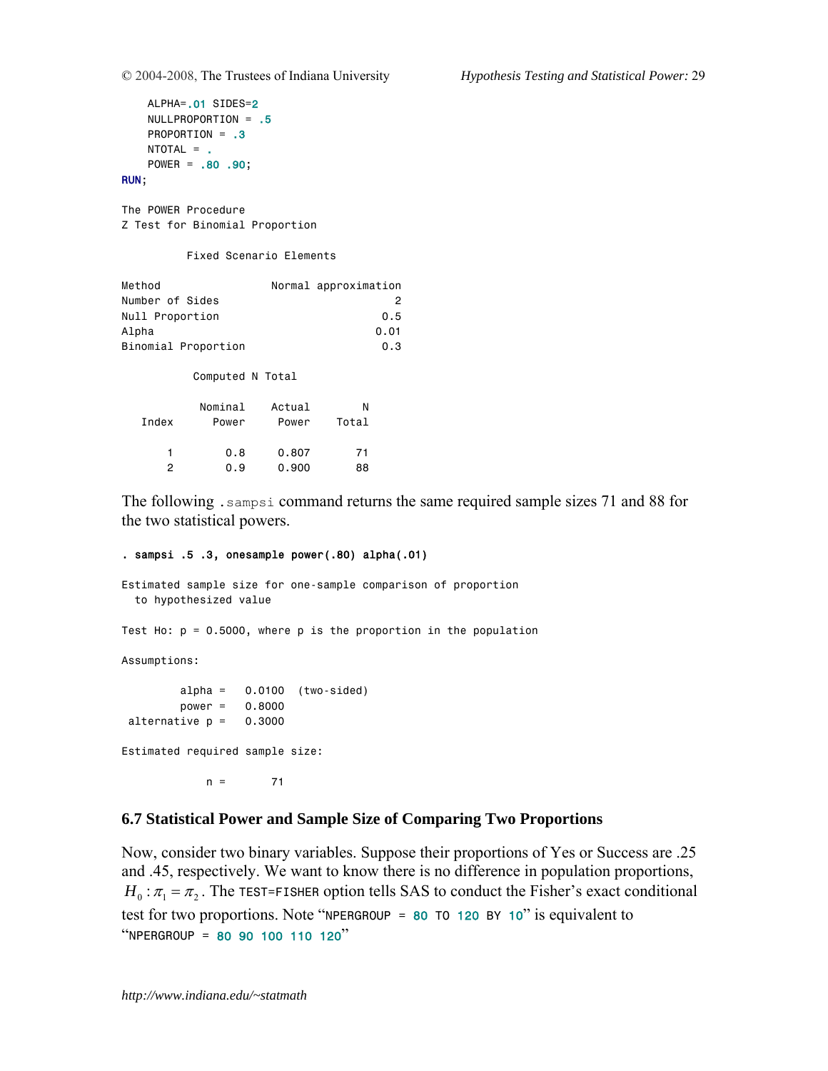```
    ALPHA=.01 SIDES=2
    NULLPROPORTION = .5
    PROPORTION = .3
    NTOTAL = .
    POWER = .80 .90;
RUN;

The POWER Procedure
Z Test for Binomial Proportion

          Fixed Scenario Elements

Method                  Normal approximation
Number of Sides                            2
Null Proportion                          0.5
Alpha                                   0.01
Binomial Proportion                      0.3

           Computed N Total

           Nominal      Actual        N
   Index     Power       Power    Total

       1       0.8       0.807       71
       2       0.9       0.900       88
```

The following `.sampsi` command returns the same required sample sizes 71 and 88 for the two statistical powers.

```
. sampsi .5 .3, onesample power(.80) alpha(.01)

Estimated sample size for one-sample comparison of proportion
  to hypothesized value

Test Ho: p = 0.5000, where p is the proportion in the population

Assumptions:

         alpha =   0.0100  (two-sided)
         power =   0.8000
 alternative p =   0.3000

Estimated required sample size:

             n =       71
```

### 6.7 Statistical Power and Sample Size of Comparing Two Proportions

Now, consider two binary variables. Suppose their proportions of Yes or Success are .25 and .45, respectively. We want to know there is no difference in population proportions, $H_0: \pi_1 = \pi_2$. The `TEST=FISHER` option tells SAS to conduct the Fisher's exact conditional test for two proportions. Note "`NPERGROUP = 80 TO 120 BY 10`" is equivalent to "`NPERGROUP = 80 90 100 110 120`"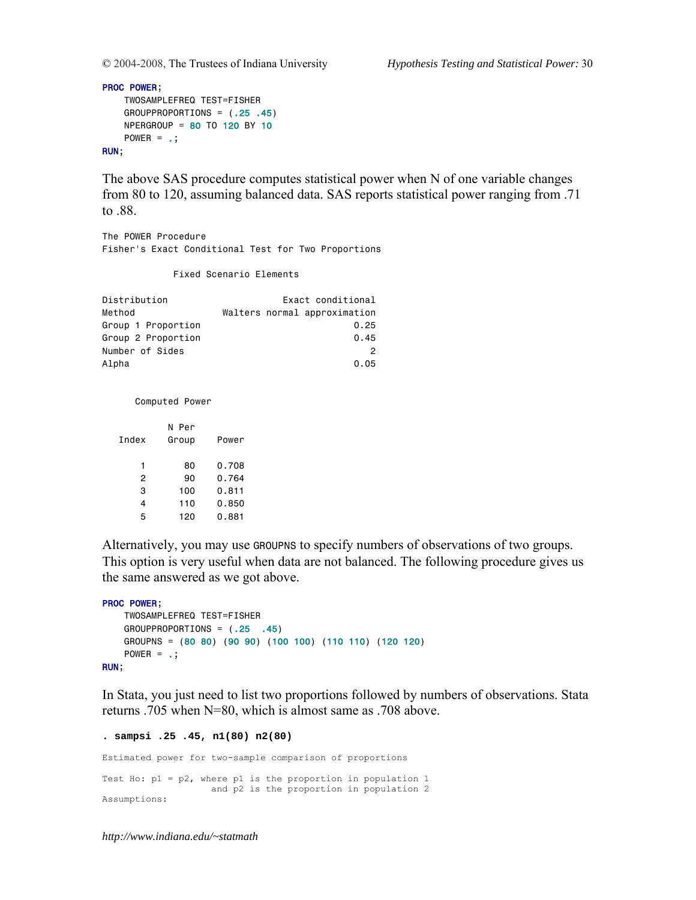```
PROC POWER;
    TWOSAMPLEFREQ TEST=FISHER
    GROUPPROPORTIONS = (.25 .45)
    NPERGROUP = 80 TO 120 BY 10
    POWER = .;
RUN;
```

The above SAS procedure computes statistical power when N of one variable changes from 80 to 120, assuming balanced data. SAS reports statistical power ranging from .71 to .88.

```
The POWER Procedure
Fisher's Exact Conditional Test for Two Proportions

             Fixed Scenario Elements

Distribution                      Exact conditional
Method                   Walters normal approximation
Group 1 Proportion                             0.25
Group 2 Proportion                             0.45
Number of Sides                                   2
Alpha                                          0.05


      Computed Power

           N Per
   Index   Group    Power

       1      80    0.708
       2      90    0.764
       3     100    0.811
       4     110    0.850
       5     120    0.881
```

Alternatively, you may use `GROUPNS` to specify numbers of observations of two groups. This option is very useful when data are not balanced. The following procedure gives us the same answered as we got above.

```
PROC POWER;
    TWOSAMPLEFREQ TEST=FISHER
    GROUPPROPORTIONS = (.25  .45)
    GROUPNS = (80 80) (90 90) (100 100) (110 110) (120 120)
    POWER = .;
RUN;
```

In Stata, you just need to list two proportions followed by numbers of observations. Stata returns .705 when N=80, which is almost same as .708 above.

```
. sampsi .25 .45, n1(80) n2(80)

Estimated power for two-sample comparison of proportions

Test Ho: p1 = p2, where p1 is the proportion in population 1
                    and p2 is the proportion in population 2
Assumptions:
```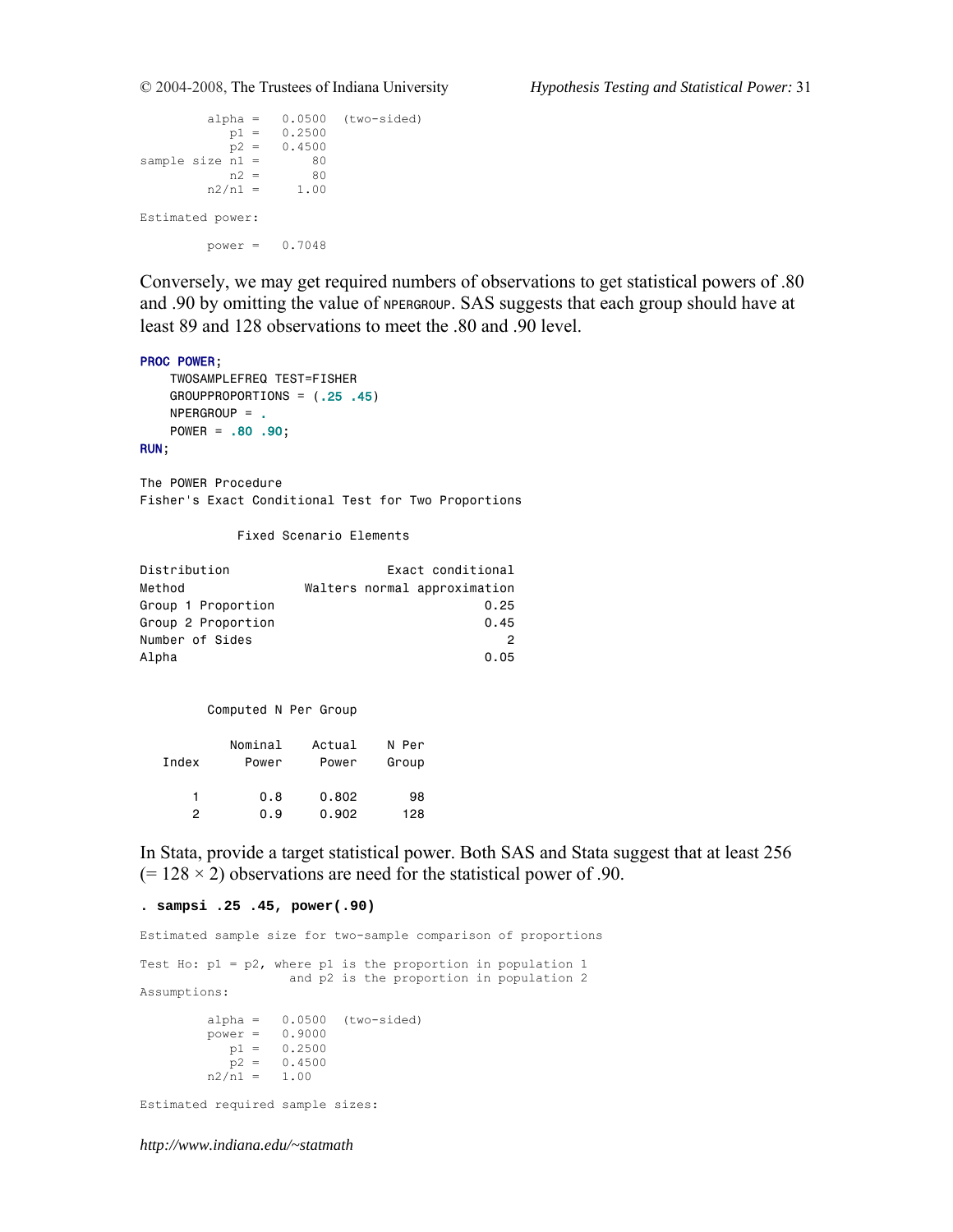```
         alpha =   0.0500  (two-sided)
            p1 =   0.2500
            p2 =   0.4500
sample size n1 =       80
            n2 =       80
         n2/n1 =     1.00

Estimated power:

         power =   0.7048
```

Conversely, we may get required numbers of observations to get statistical powers of .80 and .90 by omitting the value of NPERGROUP. SAS suggests that each group should have at least 89 and 128 observations to meet the .80 and .90 level.

```
PROC POWER;
    TWOSAMPLEFREQ TEST=FISHER
    GROUPPROPORTIONS = (.25 .45)
    NPERGROUP = .
    POWER = .80 .90;
RUN;
```

```
The POWER Procedure
Fisher's Exact Conditional Test for Two Proportions

             Fixed Scenario Elements

Distribution                     Exact conditional
Method                 Walters normal approximation
Group 1 Proportion                            0.25
Group 2 Proportion                            0.45
Number of Sides                                  2
Alpha                                         0.05


         Computed N Per Group

             Nominal     Actual     N Per
   Index       Power      Power     Group

       1         0.8      0.802        98
       2         0.9      0.902       128
```

In Stata, provide a target statistical power. Both SAS and Stata suggest that at least 256 (= 128 × 2) observations are need for the statistical power of .90.

```
. sampsi .25 .45, power(.90)

Estimated sample size for two-sample comparison of proportions

Test Ho: p1 = p2, where p1 is the proportion in population 1
                    and p2 is the proportion in population 2
Assumptions:

         alpha =   0.0500  (two-sided)
         power =   0.9000
            p1 =   0.2500
            p2 =   0.4500
         n2/n1 =   1.00

Estimated required sample sizes:
```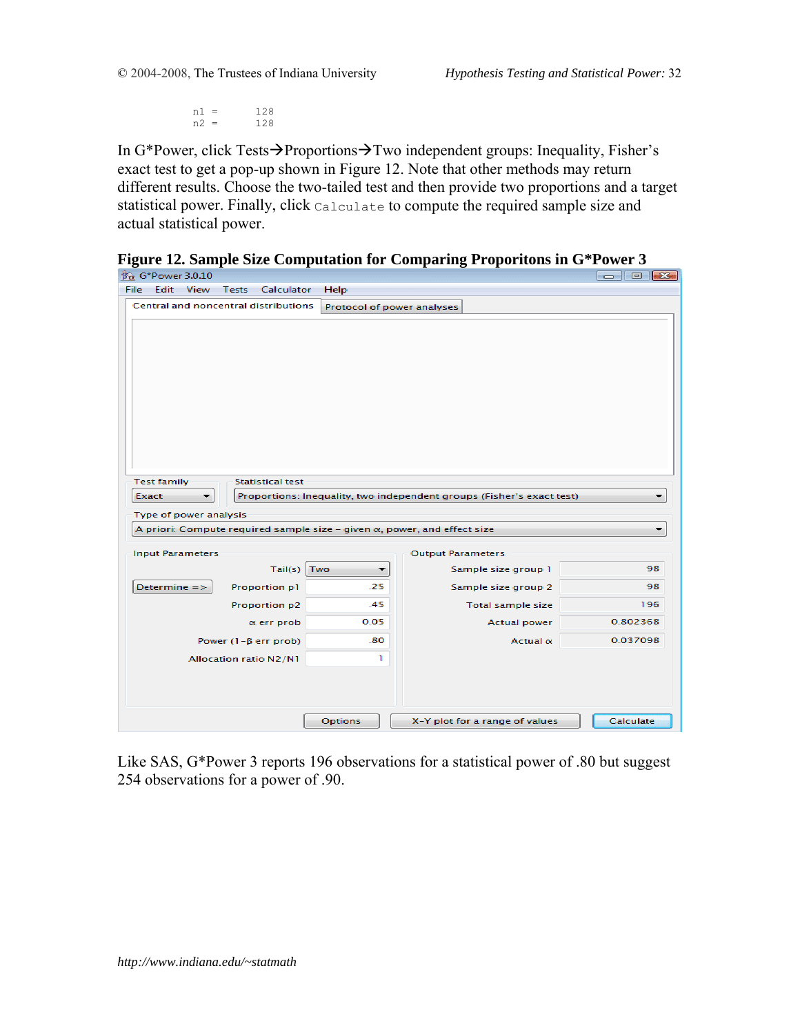```
n1 =        128
n2 =        128
```

In G*Power, click Tests→Proportions→Two independent groups: Inequality, Fisher's exact test to get a pop-up shown in Figure 12. Note that other methods may return different results. Choose the two-tailed test and then provide two proportions and a target statistical power. Finally, click `Calculate` to compute the required sample size and actual statistical power.

**Figure 12. Sample Size Computation for Comparing Proporitons in G*Power 3**

G*Power 3.0.10

File Edit View Tests Calculator Help

Central and noncentral distributions | Protocol of power analyses

Test family: Exact
Statistical test: Proportions: Inequality, two independent groups (Fisher's exact test)

Type of power analysis: A priori: Compute required sample size – given α, power, and effect size

| Input Parameters | | Output Parameters | |
|---|---|---|---|
| Tail(s) | Two | Sample size group 1 | 98 |
| Proportion p1 | .25 | Sample size group 2 | 98 |
| Proportion p2 | .45 | Total sample size | 196 |
| α err prob | 0.05 | Actual power | 0.802368 |
| Power (1-β err prob) | .80 | Actual α | 0.037098 |
| Allocation ratio N2/N1 | 1 | | |

Determine => | Options | X-Y plot for a range of values | Calculate

Like SAS, G*Power 3 reports 196 observations for a statistical power of .80 but suggest 254 observations for a power of .90.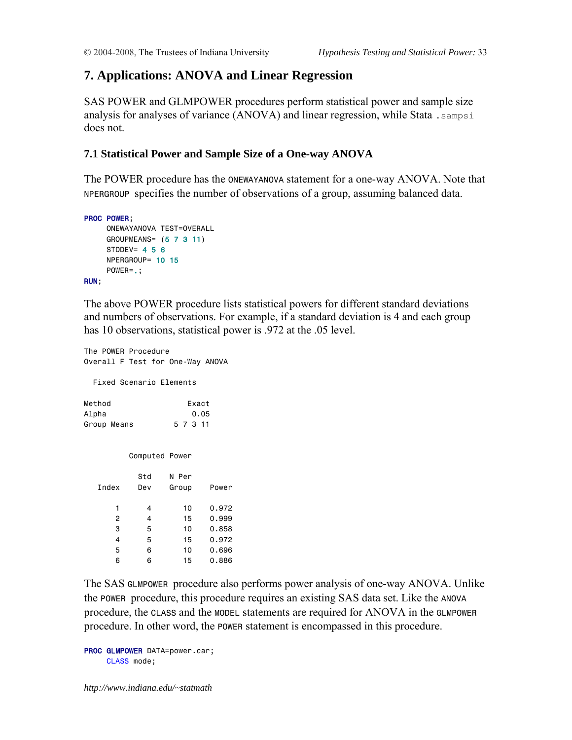## 7. Applications: ANOVA and Linear Regression

SAS POWER and GLMPOWER procedures perform statistical power and sample size analysis for analyses of variance (ANOVA) and linear regression, while Stata `.sampsi` does not.

### 7.1 Statistical Power and Sample Size of a One-way ANOVA

The POWER procedure has the `ONEWAYANOVA` statement for a one-way ANOVA. Note that `NPERGROUP` specifies the number of observations of a group, assuming balanced data.

```
PROC POWER;
     ONEWAYANOVA TEST=OVERALL
     GROUPMEANS= (5 7 3 11)
     STDDEV= 4 5 6
     NPERGROUP= 10 15
     POWER=.;
RUN;
```

The above POWER procedure lists statistical powers for different standard deviations and numbers of observations. For example, if a standard deviation is 4 and each group has 10 observations, statistical power is .972 at the .05 level.

```
The POWER Procedure
Overall F Test for One-Way ANOVA

  Fixed Scenario Elements

Method                 Exact
Alpha                   0.05
Group Means         5 7 3 11


          Computed Power

            Std    N Per
   Index    Dev    Group     Power

       1      4       10     0.972
       2      4       15     0.999
       3      5       10     0.858
       4      5       15     0.972
       5      6       10     0.696
       6      6       15     0.886
```

The SAS `GLMPOWER` procedure also performs power analysis of one-way ANOVA. Unlike the `POWER` procedure, this procedure requires an existing SAS data set. Like the `ANOVA` procedure, the `CLASS` and the `MODEL` statements are required for ANOVA in the `GLMPOWER` procedure. In other word, the `POWER` statement is encompassed in this procedure.

```
PROC GLMPOWER DATA=power.car;
     CLASS mode;
```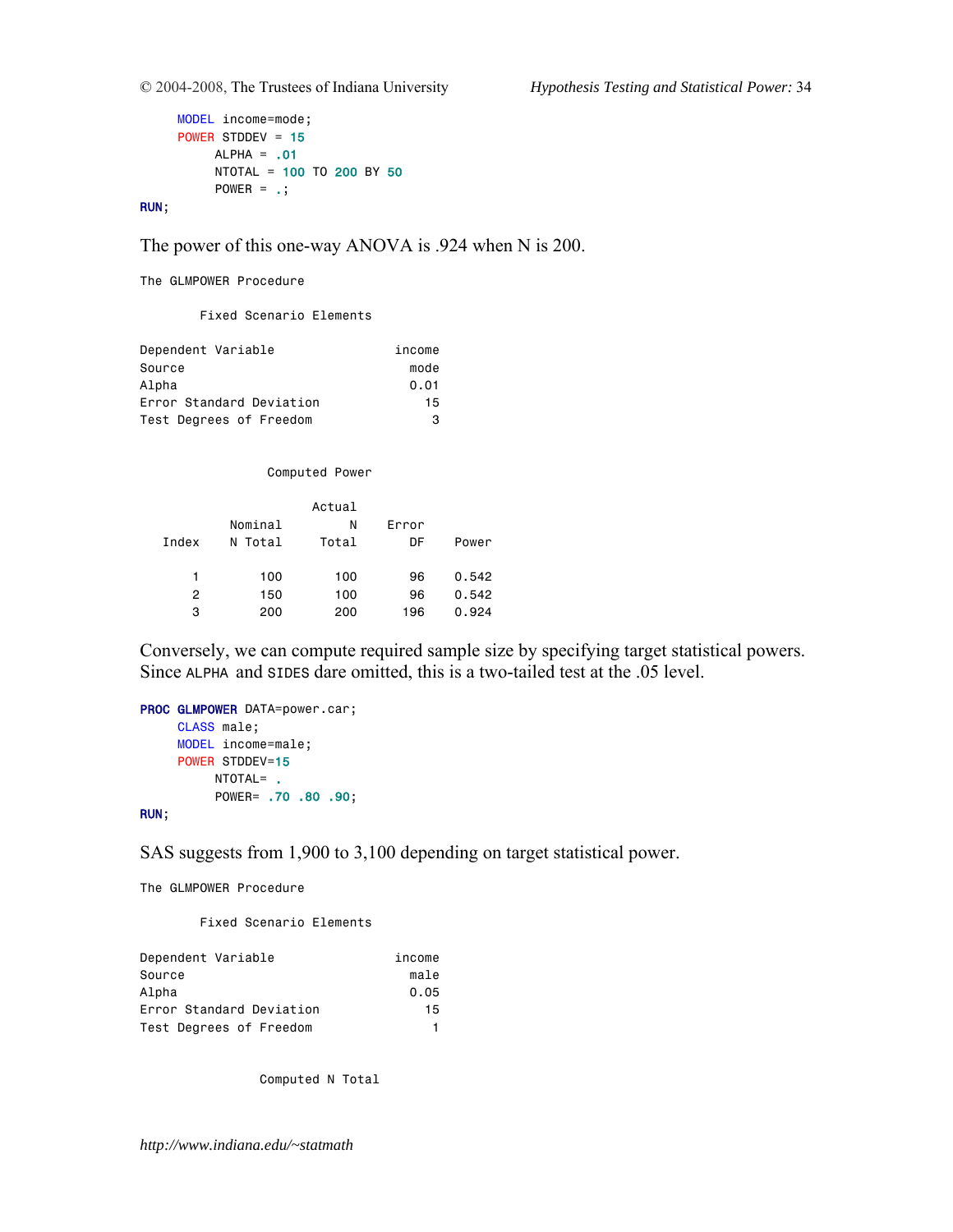```
     MODEL income=mode;
     POWER STDDEV = 15
          ALPHA = .01
          NTOTAL = 100 TO 200 BY 50
          POWER = .;
RUN;
```

The power of this one-way ANOVA is .924 when N is 200.

```
The GLMPOWER Procedure

        Fixed Scenario Elements

Dependent Variable                  income
Source                                mode
Alpha                                 0.01
Error Standard Deviation                15
Test Degrees of Freedom                  3


                 Computed Power

                       Actual
             Nominal        N    Error
   Index     N Total    Total       DF    Power

       1         100      100       96    0.542
       2         150      100       96    0.542
       3         200      200      196    0.924
```

Conversely, we can compute required sample size by specifying target statistical powers. Since `ALPHA` and `SIDES` dare omitted, this is a two-tailed test at the .05 level.

```
PROC GLMPOWER DATA=power.car;
     CLASS male;
     MODEL income=male;
     POWER STDDEV=15
          NTOTAL= .
          POWER= .70 .80 .90;
RUN;
```

SAS suggests from 1,900 to 3,100 depending on target statistical power.

```
The GLMPOWER Procedure

        Fixed Scenario Elements

Dependent Variable                  income
Source                                male
Alpha                                 0.05
Error Standard Deviation                15
Test Degrees of Freedom                  1


                Computed N Total
```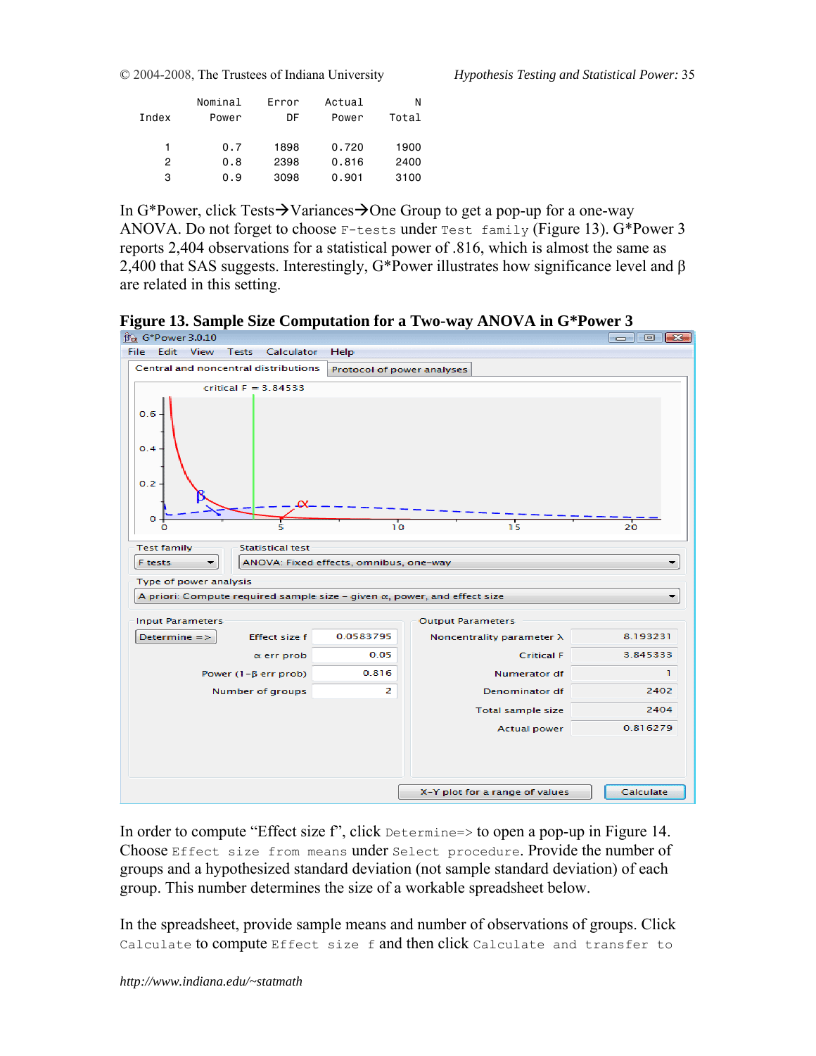```
         Nominal    Error    Actual        N
Index      Power       DF     Power    Total

    1        0.7     1898     0.720     1900
    2        0.8     2398     0.816     2400
    3        0.9     3098     0.901     3100
```

In G*Power, click Tests→Variances→One Group to get a pop-up for a one-way ANOVA. Do not forget to choose `F-tests` under `Test family` (Figure 13). G*Power 3 reports 2,404 observations for a statistical power of .816, which is almost the same as 2,400 that SAS suggests. Interestingly, G*Power illustrates how significance level and β are related in this setting.

**Figure 13. Sample Size Computation for a Two-way ANOVA in G*Power 3**

In order to compute "Effect size f", click `Determine=>` to open a pop-up in Figure 14. Choose `Effect size from means` under `Select procedure`. Provide the number of groups and a hypothesized standard deviation (not sample standard deviation) of each group. This number determines the size of a workable spreadsheet below.

In the spreadsheet, provide sample means and number of observations of groups. Click `Calculate` to compute `Effect size f` and then click `Calculate and transfer to`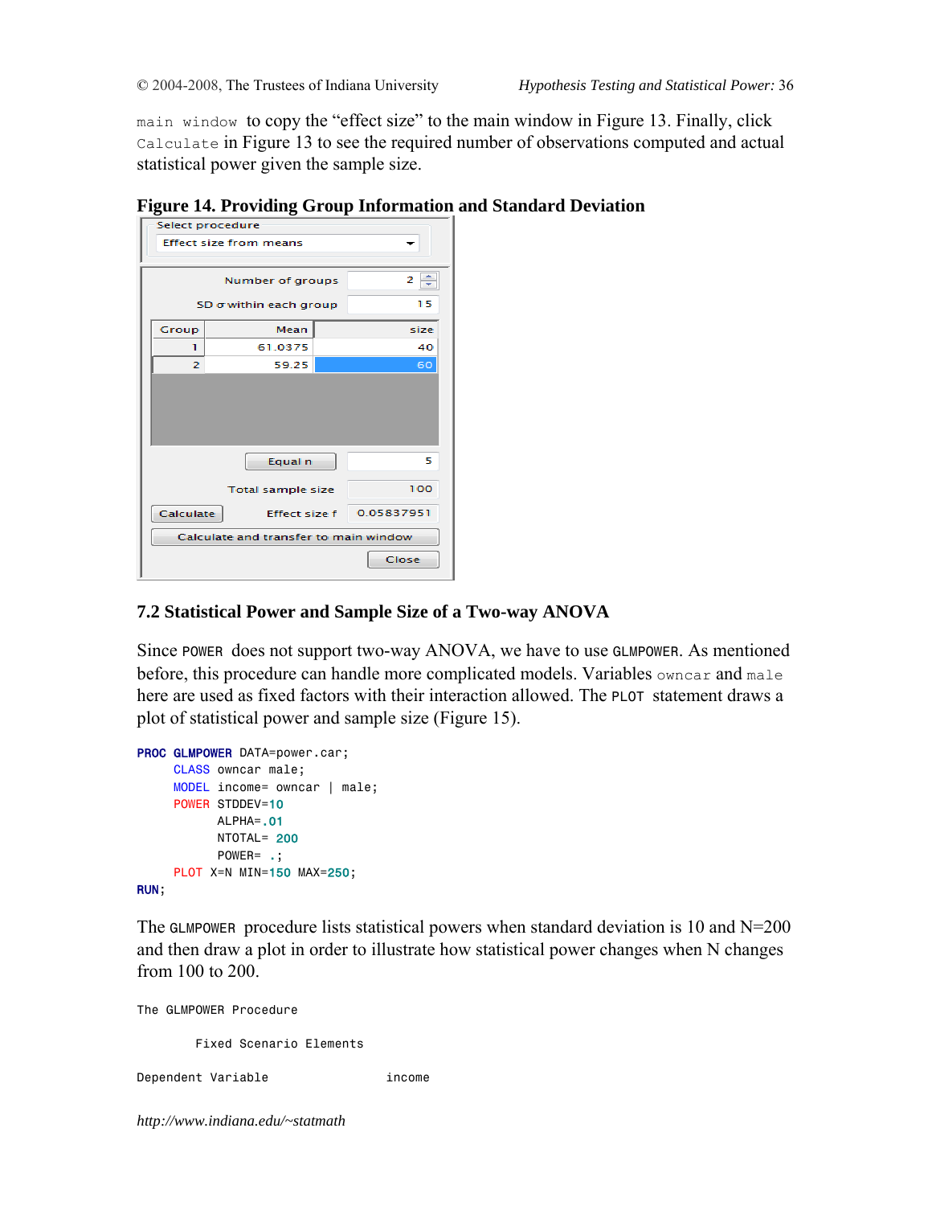main window to copy the "effect size" to the main window in Figure 13. Finally, click Calculate in Figure 13 to see the required number of observations computed and actual statistical power given the sample size.

**Figure 14. Providing Group Information and Standard Deviation**

Select procedure: Effect size from means

Number of groups: 2

SD σ within each group: 15

| Group | Mean | size |
|---|---|---|
| 1 | 61.0375 | 40 |
| 2 | 59.25 | 60 |

Equal n: 5

Total sample size: 100

Calculate — Effect size f: 0.05837951

Calculate and transfer to main window

Close

## 7.2 Statistical Power and Sample Size of a Two-way ANOVA

Since POWER does not support two-way ANOVA, we have to use GLMPOWER. As mentioned before, this procedure can handle more complicated models. Variables owncar and male here are used as fixed factors with their interaction allowed. The PLOT statement draws a plot of statistical power and sample size (Figure 15).

```
PROC GLMPOWER DATA=power.car;
     CLASS owncar male;
     MODEL income= owncar | male;
     POWER STDDEV=10
           ALPHA=.01
           NTOTAL= 200
           POWER= .;
     PLOT X=N MIN=150 MAX=250;
RUN;
```

The GLMPOWER procedure lists statistical powers when standard deviation is 10 and N=200 and then draw a plot in order to illustrate how statistical power changes when N changes from 100 to 200.

```
The GLMPOWER Procedure

        Fixed Scenario Elements

Dependent Variable                income
```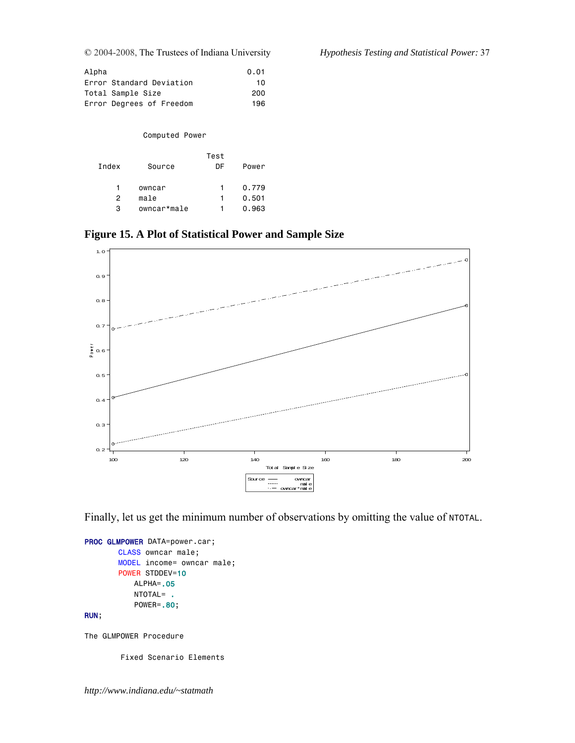```
Alpha                              0.01
Error Standard Deviation             10
Total Sample Size                   200
Error Degrees of Freedom            196


            Computed Power

                            Test
   Index       Source         DF     Power

       1     owncar            1     0.779
       2     male              1     0.501
       3     owncar*male       1     0.963
```

**Figure 15. A Plot of Statistical Power and Sample Size**

Finally, let us get the minimum number of observations by omitting the value of `NTOTAL`.

```
PROC GLMPOWER DATA=power.car;
       CLASS owncar male;
       MODEL income= owncar male;
       POWER STDDEV=10
           ALPHA=.05
           NTOTAL= .
           POWER=.80;
RUN;
```

```
The GLMPOWER Procedure

        Fixed Scenario Elements
```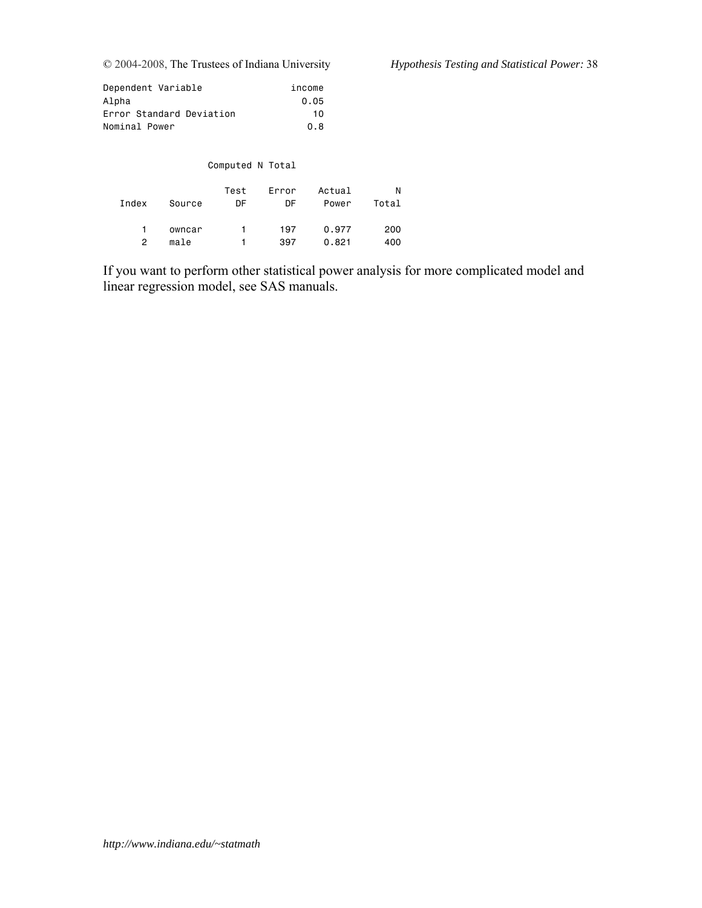```
Dependent Variable              income
Alpha                             0.05
Error Standard Deviation            10
Nominal Power                      0.8


                Computed N Total

                    Test     Error     Actual         N
   Index    Source    DF        DF      Power     Total

       1    owncar     1       197      0.977       200
       2    male       1       397      0.821       400
```

If you want to perform other statistical power analysis for more complicated model and linear regression model, see SAS manuals.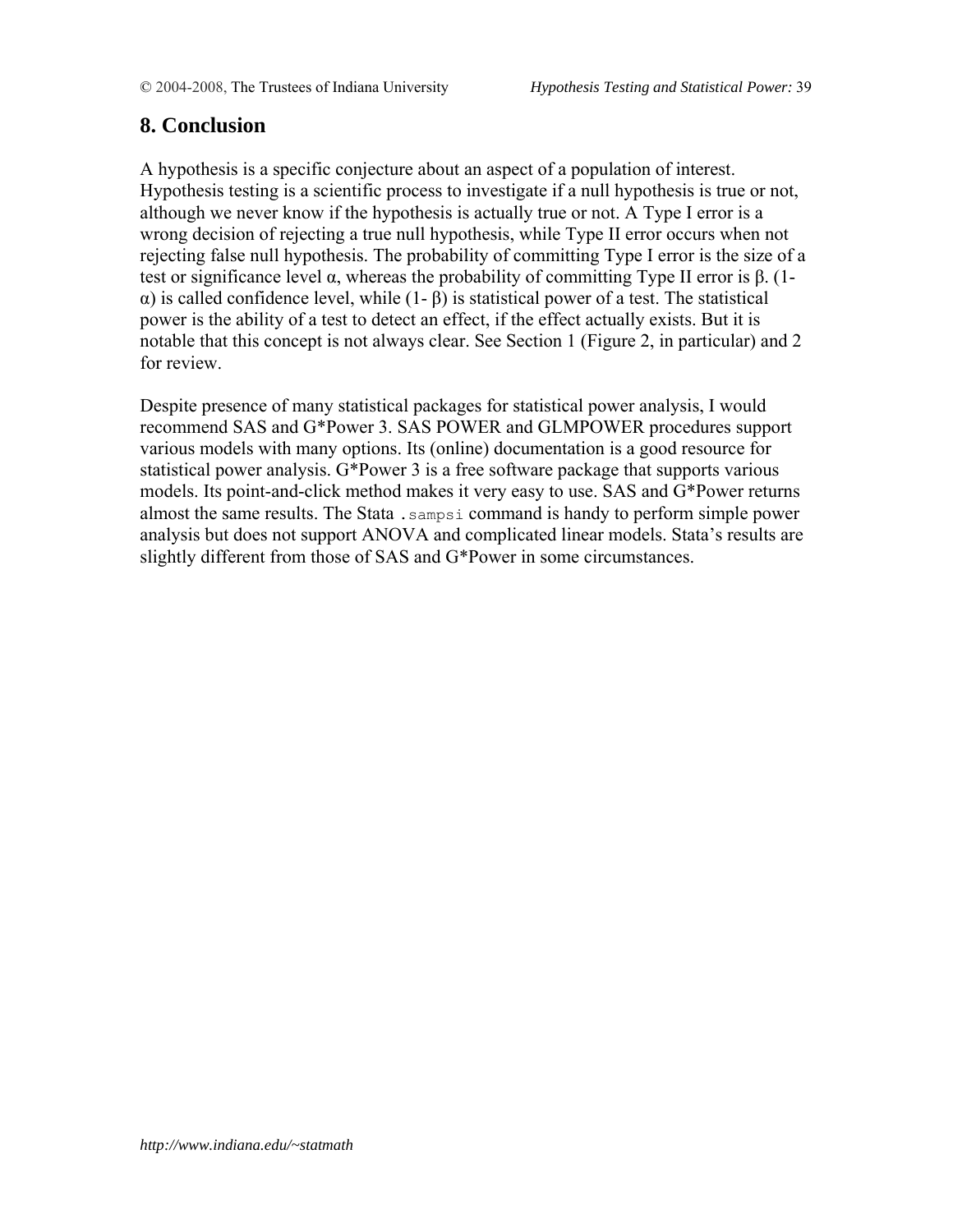## 8. Conclusion

A hypothesis is a specific conjecture about an aspect of a population of interest. Hypothesis testing is a scientific process to investigate if a null hypothesis is true or not, although we never know if the hypothesis is actually true or not. A Type I error is a wrong decision of rejecting a true null hypothesis, while Type II error occurs when not rejecting false null hypothesis. The probability of committing Type I error is the size of a test or significance level $\alpha$, whereas the probability of committing Type II error is $\beta$. ($1-\alpha$) is called confidence level, while ($1-\beta$) is statistical power of a test. The statistical power is the ability of a test to detect an effect, if the effect actually exists. But it is notable that this concept is not always clear. See Section 1 (Figure 2, in particular) and 2 for review.

Despite presence of many statistical packages for statistical power analysis, I would recommend SAS and G*Power 3. SAS POWER and GLMPOWER procedures support various models with many options. Its (online) documentation is a good resource for statistical power analysis. G*Power 3 is a free software package that supports various models. Its point-and-click method makes it very easy to use. SAS and G*Power returns almost the same results. The Stata `.sampsi` command is handy to perform simple power analysis but does not support ANOVA and complicated linear models. Stata's results are slightly different from those of SAS and G*Power in some circumstances.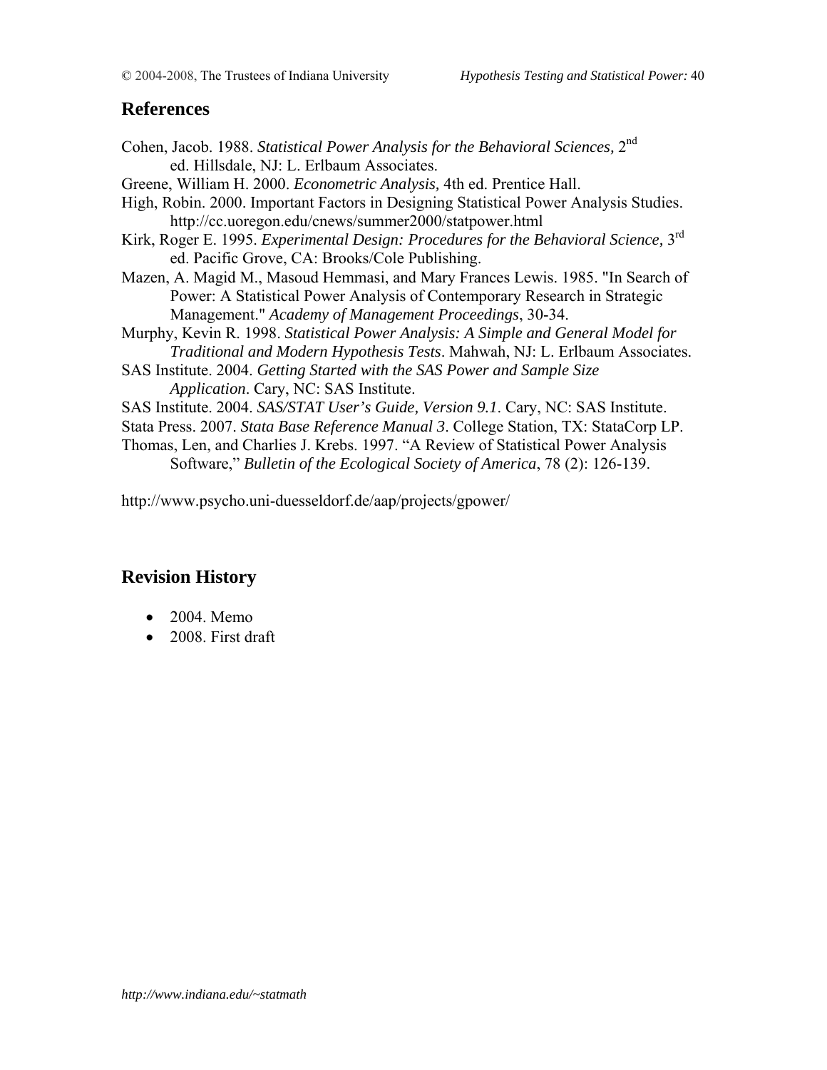## References

Cohen, Jacob. 1988. *Statistical Power Analysis for the Behavioral Sciences,* 2nd ed. Hillsdale, NJ: L. Erlbaum Associates.

Greene, William H. 2000. *Econometric Analysis,* 4th ed. Prentice Hall.

High, Robin. 2000. Important Factors in Designing Statistical Power Analysis Studies. http://cc.uoregon.edu/cnews/summer2000/statpower.html

Kirk, Roger E. 1995. *Experimental Design: Procedures for the Behavioral Science,* 3rd ed. Pacific Grove, CA: Brooks/Cole Publishing.

Mazen, A. Magid M., Masoud Hemmasi, and Mary Frances Lewis. 1985. "In Search of Power: A Statistical Power Analysis of Contemporary Research in Strategic Management." *Academy of Management Proceedings*, 30-34.

Murphy, Kevin R. 1998. *Statistical Power Analysis: A Simple and General Model for Traditional and Modern Hypothesis Tests*. Mahwah, NJ: L. Erlbaum Associates.

SAS Institute. 2004. *Getting Started with the SAS Power and Sample Size Application*. Cary, NC: SAS Institute.

SAS Institute. 2004. *SAS/STAT User's Guide, Version 9.1*. Cary, NC: SAS Institute.

Stata Press. 2007. *Stata Base Reference Manual 3*. College Station, TX: StataCorp LP.

Thomas, Len, and Charlies J. Krebs. 1997. "A Review of Statistical Power Analysis Software," *Bulletin of the Ecological Society of America*, 78 (2): 126-139.

http://www.psycho.uni-duesseldorf.de/aap/projects/gpower/

## Revision History

- 2004. Memo
- 2008. First draft